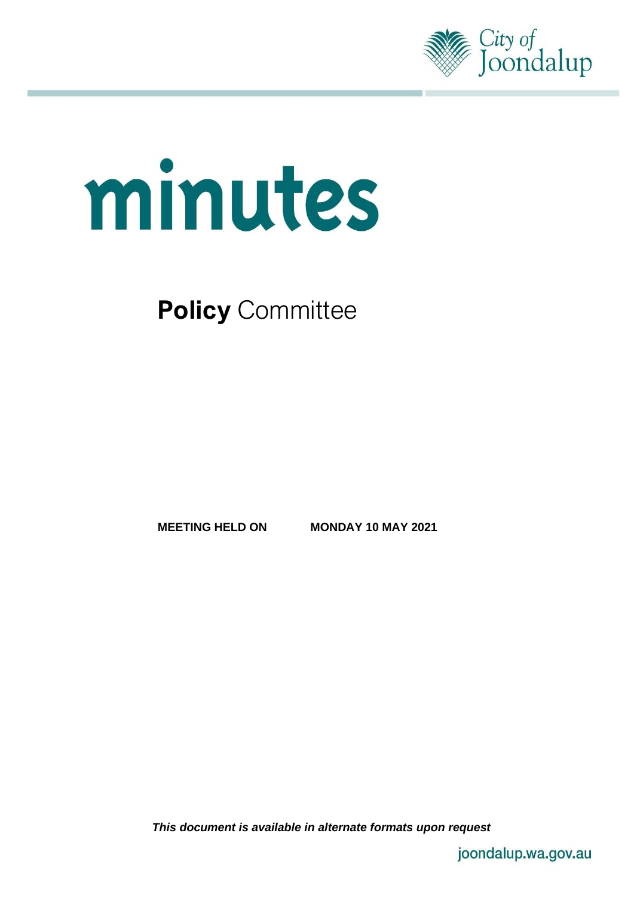City of Joondalup

# minutes

## **Policy** Committee

**MEETING HELD ON MONDAY 10 MAY 2021**

***This document is available in alternate formats upon request***

joondalup.wa.gov.au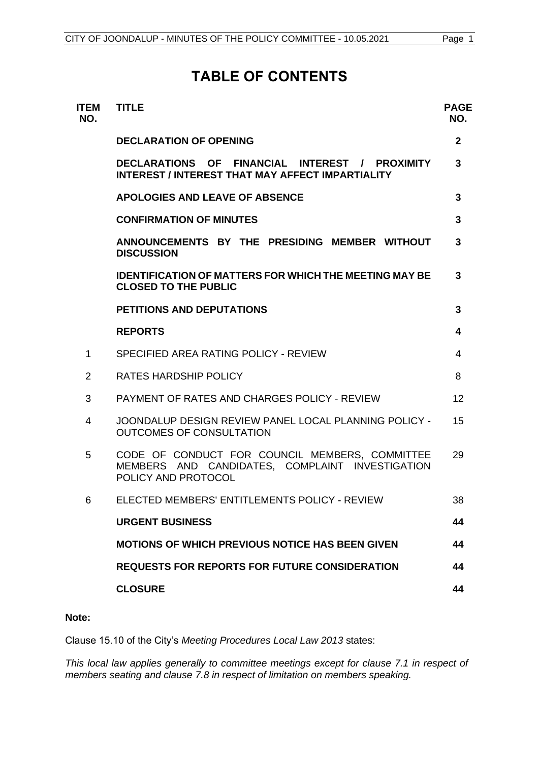# TABLE OF CONTENTS

| ITEM NO. | TITLE | PAGE NO. |
|---|---|---|
| | **DECLARATION OF OPENING** | **2** |
| | **DECLARATIONS OF FINANCIAL INTEREST / PROXIMITY INTEREST / INTEREST THAT MAY AFFECT IMPARTIALITY** | **3** |
| | **APOLOGIES AND LEAVE OF ABSENCE** | **3** |
| | **CONFIRMATION OF MINUTES** | **3** |
| | **ANNOUNCEMENTS BY THE PRESIDING MEMBER WITHOUT DISCUSSION** | **3** |
| | **IDENTIFICATION OF MATTERS FOR WHICH THE MEETING MAY BE CLOSED TO THE PUBLIC** | **3** |
| | **PETITIONS AND DEPUTATIONS** | **3** |
| | **REPORTS** | **4** |
| 1 | SPECIFIED AREA RATING POLICY - REVIEW | 4 |
| 2 | RATES HARDSHIP POLICY | 8 |
| 3 | PAYMENT OF RATES AND CHARGES POLICY - REVIEW | 12 |
| 4 | JOONDALUP DESIGN REVIEW PANEL LOCAL PLANNING POLICY - OUTCOMES OF CONSULTATION | 15 |
| 5 | CODE OF CONDUCT FOR COUNCIL MEMBERS, COMMITTEE MEMBERS AND CANDIDATES, COMPLAINT INVESTIGATION POLICY AND PROTOCOL | 29 |
| 6 | ELECTED MEMBERS' ENTITLEMENTS POLICY - REVIEW | 38 |
| | **URGENT BUSINESS** | **44** |
| | **MOTIONS OF WHICH PREVIOUS NOTICE HAS BEEN GIVEN** | **44** |
| | **REQUESTS FOR REPORTS FOR FUTURE CONSIDERATION** | **44** |
| | **CLOSURE** | **44** |

**Note:**

Clause 15.10 of the City's *Meeting Procedures Local Law 2013* states:

*This local law applies generally to committee meetings except for clause 7.1 in respect of members seating and clause 7.8 in respect of limitation on members speaking.*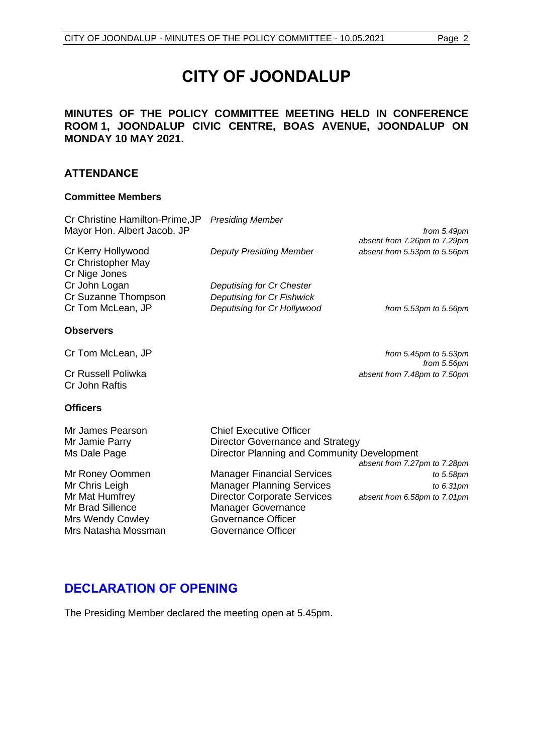# CITY OF JOONDALUP

**MINUTES OF THE POLICY COMMITTEE MEETING HELD IN CONFERENCE ROOM 1, JOONDALUP CIVIC CENTRE, BOAS AVENUE, JOONDALUP ON MONDAY 10 MAY 2021.**

## ATTENDANCE

### Committee Members

| | | |
|---|---|---|
| Cr Christine Hamilton-Prime, JP | *Presiding Member* | |
| Mayor Hon. Albert Jacob, JP | | *from 5.49pm* |
| | | *absent from 7.26pm to 7.29pm* |
| Cr Kerry Hollywood | *Deputy Presiding Member* | *absent from 5.53pm to 5.56pm* |
| Cr Christopher May | | |
| Cr Nige Jones | | |
| Cr John Logan | *Deputising for Cr Chester* | |
| Cr Suzanne Thompson | *Deputising for Cr Fishwick* | |
| Cr Tom McLean, JP | *Deputising for Cr Hollywood* | *from 5.53pm to 5.56pm* |

### Observers

| | |
|---|---|
| Cr Tom McLean, JP | *from 5.45pm to 5.53pm* |
| | *from 5.56pm* |
| Cr Russell Poliwka | *absent from 7.48pm to 7.50pm* |
| Cr John Raftis | |

### Officers

| | | |
|---|---|---|
| Mr James Pearson | Chief Executive Officer | |
| Mr Jamie Parry | Director Governance and Strategy | |
| Ms Dale Page | Director Planning and Community Development | |
| | | *absent from 7.27pm to 7.28pm* |
| Mr Roney Oommen | Manager Financial Services | *to 5.58pm* |
| Mr Chris Leigh | Manager Planning Services | *to 6.31pm* |
| Mr Mat Humfrey | Director Corporate Services | *absent from 6.58pm to 7.01pm* |
| Mr Brad Sillence | Manager Governance | |
| Mrs Wendy Cowley | Governance Officer | |
| Mrs Natasha Mossman | Governance Officer | |

## DECLARATION OF OPENING

The Presiding Member declared the meeting open at 5.45pm.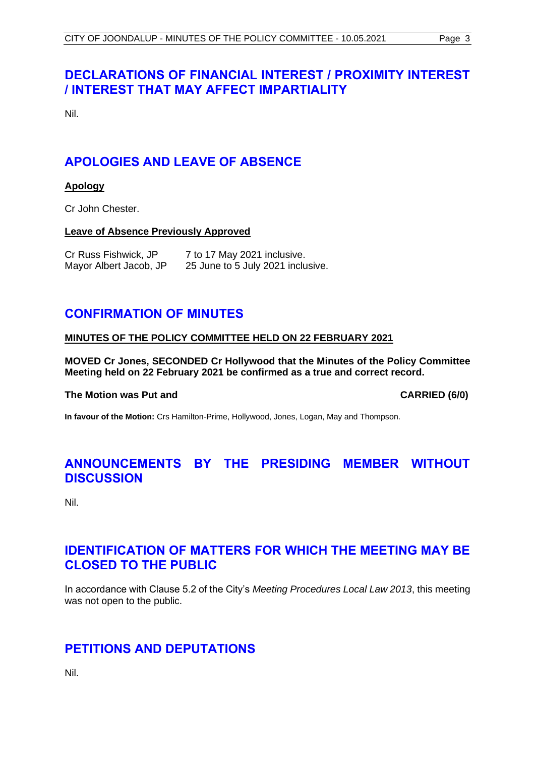## DECLARATIONS OF FINANCIAL INTEREST / PROXIMITY INTEREST / INTEREST THAT MAY AFFECT IMPARTIALITY

Nil.

## APOLOGIES AND LEAVE OF ABSENCE

**Apology**

Cr John Chester.

**Leave of Absence Previously Approved**

| | |
|---|---|
| Cr Russ Fishwick, JP | 7 to 17 May 2021 inclusive. |
| Mayor Albert Jacob, JP | 25 June to 5 July 2021 inclusive. |

## CONFIRMATION OF MINUTES

**MINUTES OF THE POLICY COMMITTEE HELD ON 22 FEBRUARY 2021**

**MOVED Cr Jones, SECONDED Cr Hollywood that the Minutes of the Policy Committee Meeting held on 22 February 2021 be confirmed as a true and correct record.**

**The Motion was Put and CARRIED (6/0)**

**In favour of the Motion:** Crs Hamilton-Prime, Hollywood, Jones, Logan, May and Thompson.

## ANNOUNCEMENTS BY THE PRESIDING MEMBER WITHOUT DISCUSSION

Nil.

## IDENTIFICATION OF MATTERS FOR WHICH THE MEETING MAY BE CLOSED TO THE PUBLIC

In accordance with Clause 5.2 of the City's *Meeting Procedures Local Law 2013*, this meeting was not open to the public.

## PETITIONS AND DEPUTATIONS

Nil.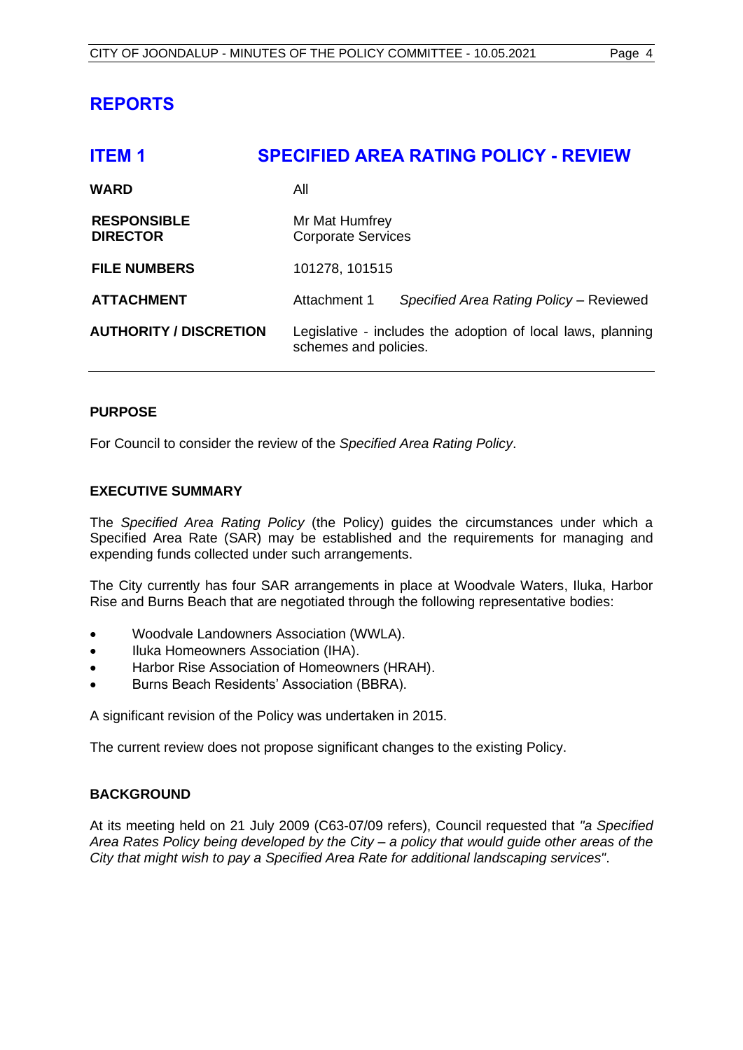# REPORTS

## ITEM 1 SPECIFIED AREA RATING POLICY - REVIEW

| | | |
|---|---|---|
| **WARD** | All | |
| **RESPONSIBLE DIRECTOR** | Mr Mat Humfrey<br>Corporate Services | |
| **FILE NUMBERS** | 101278, 101515 | |
| **ATTACHMENT** | Attachment 1 | *Specified Area Rating Policy* – Reviewed |
| **AUTHORITY / DISCRETION** | Legislative - includes the adoption of local laws, planning schemes and policies. | |

### PURPOSE

For Council to consider the review of the *Specified Area Rating Policy*.

### EXECUTIVE SUMMARY

The *Specified Area Rating Policy* (the Policy) guides the circumstances under which a Specified Area Rate (SAR) may be established and the requirements for managing and expending funds collected under such arrangements.

The City currently has four SAR arrangements in place at Woodvale Waters, Iluka, Harbor Rise and Burns Beach that are negotiated through the following representative bodies:

- Woodvale Landowners Association (WWLA).
- Iluka Homeowners Association (IHA).
- Harbor Rise Association of Homeowners (HRAH).
- Burns Beach Residents' Association (BBRA).

A significant revision of the Policy was undertaken in 2015.

The current review does not propose significant changes to the existing Policy.

### BACKGROUND

At its meeting held on 21 July 2009 (C63-07/09 refers), Council requested that *"a Specified Area Rates Policy being developed by the City – a policy that would guide other areas of the City that might wish to pay a Specified Area Rate for additional landscaping services"*.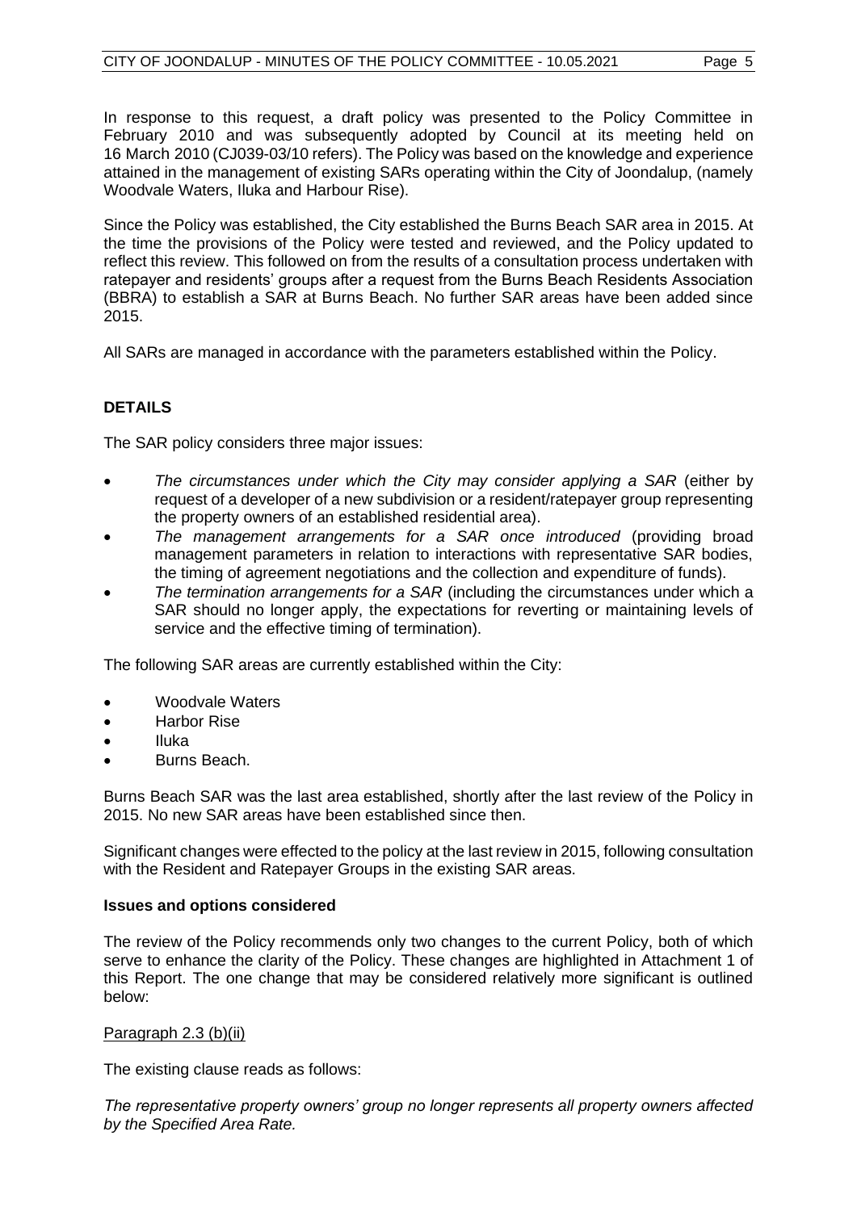In response to this request, a draft policy was presented to the Policy Committee in February 2010 and was subsequently adopted by Council at its meeting held on 16 March 2010 (CJ039-03/10 refers). The Policy was based on the knowledge and experience attained in the management of existing SARs operating within the City of Joondalup, (namely Woodvale Waters, Iluka and Harbour Rise).

Since the Policy was established, the City established the Burns Beach SAR area in 2015. At the time the provisions of the Policy were tested and reviewed, and the Policy updated to reflect this review. This followed on from the results of a consultation process undertaken with ratepayer and residents' groups after a request from the Burns Beach Residents Association (BBRA) to establish a SAR at Burns Beach. No further SAR areas have been added since 2015.

All SARs are managed in accordance with the parameters established within the Policy.

## DETAILS

The SAR policy considers three major issues:

- *The circumstances under which the City may consider applying a SAR* (either by request of a developer of a new subdivision or a resident/ratepayer group representing the property owners of an established residential area).
- *The management arrangements for a SAR once introduced* (providing broad management parameters in relation to interactions with representative SAR bodies, the timing of agreement negotiations and the collection and expenditure of funds).
- *The termination arrangements for a SAR* (including the circumstances under which a SAR should no longer apply, the expectations for reverting or maintaining levels of service and the effective timing of termination).

The following SAR areas are currently established within the City:

- Woodvale Waters
- Harbor Rise
- Iluka
- Burns Beach.

Burns Beach SAR was the last area established, shortly after the last review of the Policy in 2015. No new SAR areas have been established since then.

Significant changes were effected to the policy at the last review in 2015, following consultation with the Resident and Ratepayer Groups in the existing SAR areas.

### Issues and options considered

The review of the Policy recommends only two changes to the current Policy, both of which serve to enhance the clarity of the Policy. These changes are highlighted in Attachment 1 of this Report. The one change that may be considered relatively more significant is outlined below:

Paragraph 2.3 (b)(ii)

The existing clause reads as follows:

*The representative property owners' group no longer represents all property owners affected by the Specified Area Rate.*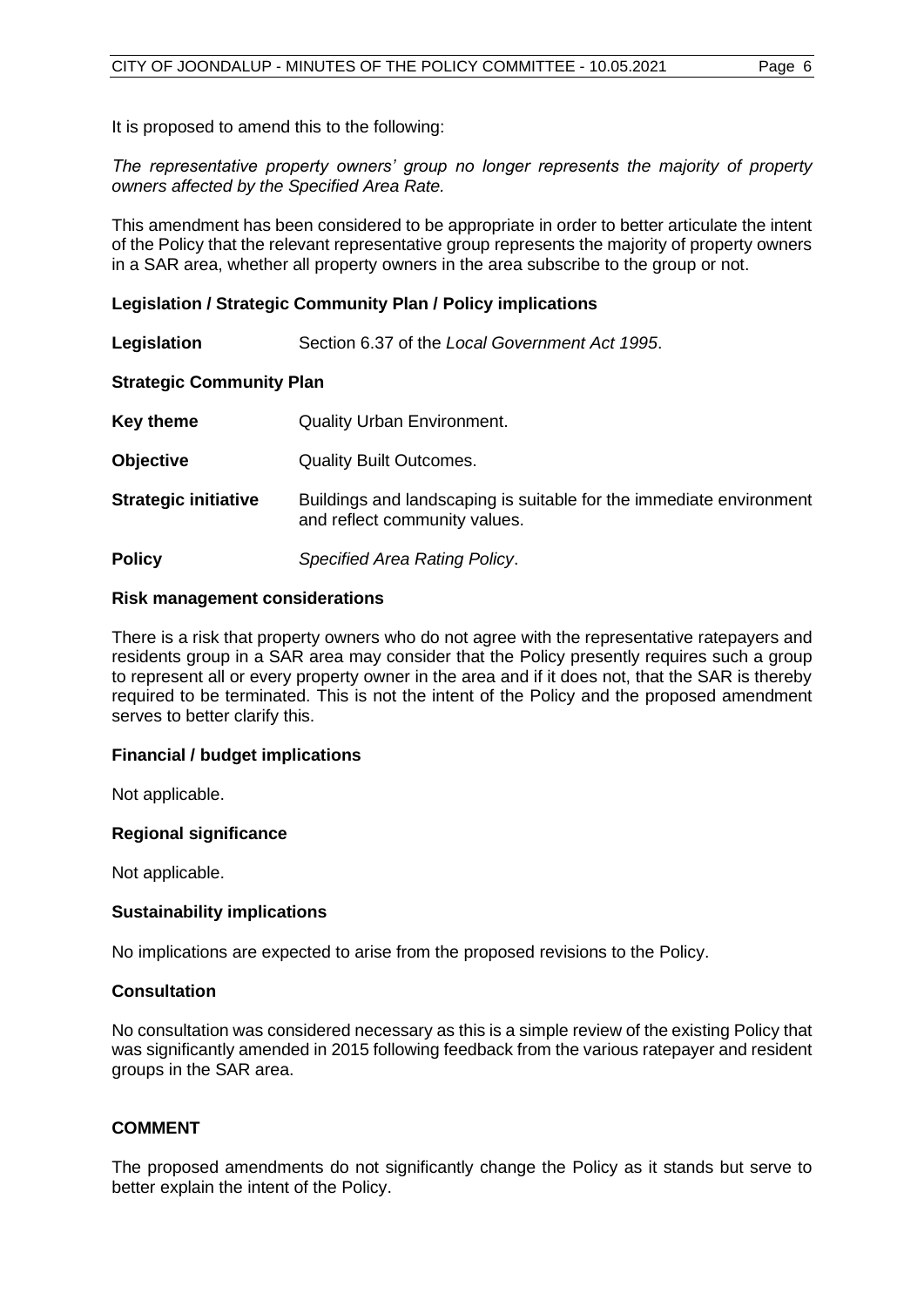It is proposed to amend this to the following:

*The representative property owners' group no longer represents the majority of property owners affected by the Specified Area Rate.*

This amendment has been considered to be appropriate in order to better articulate the intent of the Policy that the relevant representative group represents the majority of property owners in a SAR area, whether all property owners in the area subscribe to the group or not.

**Legislation / Strategic Community Plan / Policy implications**

| | |
|---|---|
| **Legislation** | Section 6.37 of the *Local Government Act 1995*. |
| **Strategic Community Plan** | |
| **Key theme** | Quality Urban Environment. |
| **Objective** | Quality Built Outcomes. |
| **Strategic initiative** | Buildings and landscaping is suitable for the immediate environment and reflect community values. |
| **Policy** | *Specified Area Rating Policy*. |

**Risk management considerations**

There is a risk that property owners who do not agree with the representative ratepayers and residents group in a SAR area may consider that the Policy presently requires such a group to represent all or every property owner in the area and if it does not, that the SAR is thereby required to be terminated. This is not the intent of the Policy and the proposed amendment serves to better clarify this.

**Financial / budget implications**

Not applicable.

**Regional significance**

Not applicable.

**Sustainability implications**

No implications are expected to arise from the proposed revisions to the Policy.

**Consultation**

No consultation was considered necessary as this is a simple review of the existing Policy that was significantly amended in 2015 following feedback from the various ratepayer and resident groups in the SAR area.

**COMMENT**

The proposed amendments do not significantly change the Policy as it stands but serve to better explain the intent of the Policy.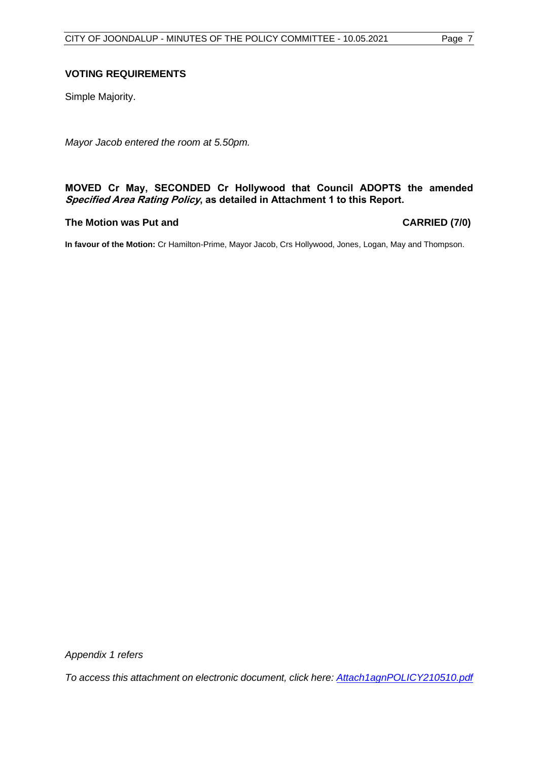### VOTING REQUIREMENTS

Simple Majority.

*Mayor Jacob entered the room at 5.50pm.*

**MOVED Cr May, SECONDED Cr Hollywood that Council ADOPTS the amended *Specified Area Rating Policy*, as detailed in Attachment 1 to this Report.**

**The Motion was Put and CARRIED (7/0)**

**In favour of the Motion:** Cr Hamilton-Prime, Mayor Jacob, Crs Hollywood, Jones, Logan, May and Thompson.

*Appendix 1 refers*

*To access this attachment on electronic document, click here: [Attach1agnPOLICY210510.pdf](Attach1agnPOLICY210510.pdf)*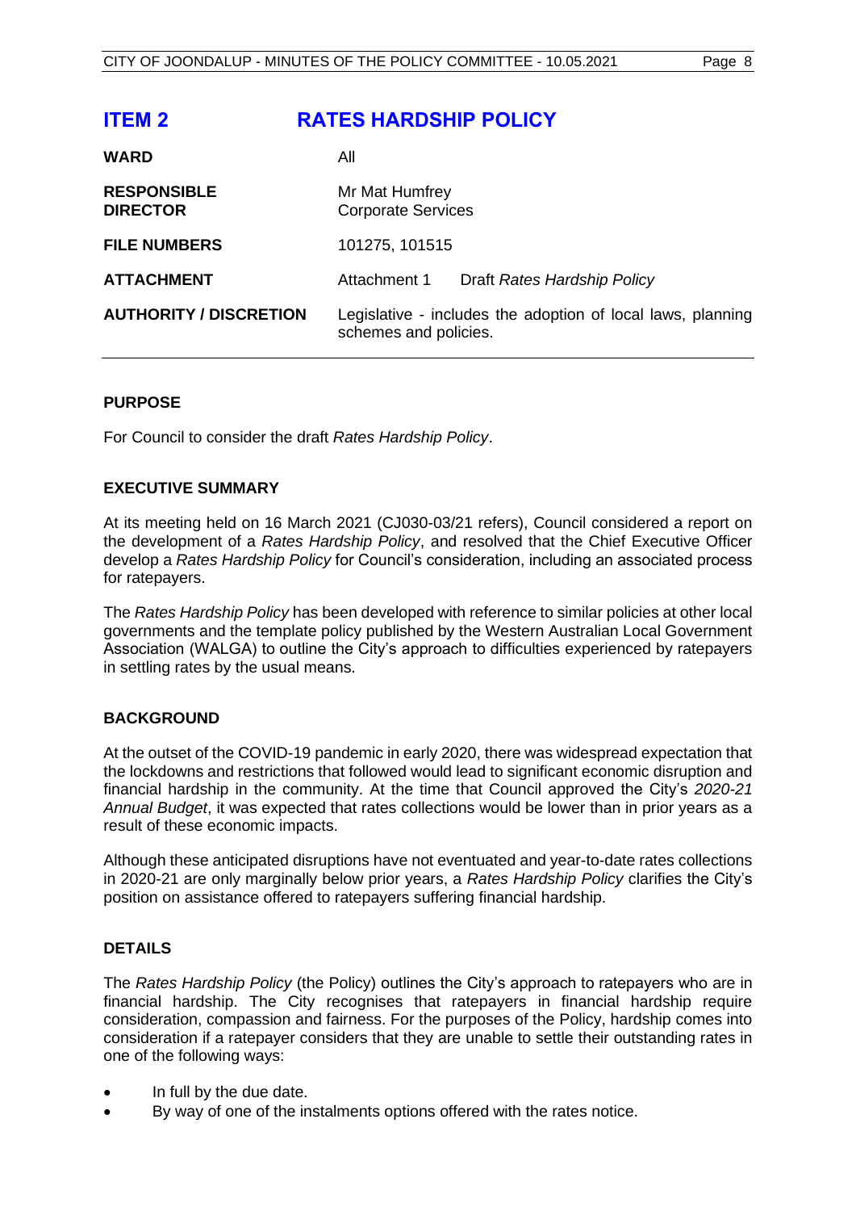# ITEM 2 RATES HARDSHIP POLICY

| | |
|---|---|
| **WARD** | All |
| **RESPONSIBLE DIRECTOR** | Mr Mat Humfrey<br>Corporate Services |
| **FILE NUMBERS** | 101275, 101515 |
| **ATTACHMENT** | Attachment 1 Draft *Rates Hardship Policy* |
| **AUTHORITY / DISCRETION** | Legislative - includes the adoption of local laws, planning schemes and policies. |

## PURPOSE

For Council to consider the draft *Rates Hardship Policy*.

## EXECUTIVE SUMMARY

At its meeting held on 16 March 2021 (CJ030-03/21 refers), Council considered a report on the development of a *Rates Hardship Policy*, and resolved that the Chief Executive Officer develop a *Rates Hardship Policy* for Council's consideration, including an associated process for ratepayers.

The *Rates Hardship Policy* has been developed with reference to similar policies at other local governments and the template policy published by the Western Australian Local Government Association (WALGA) to outline the City's approach to difficulties experienced by ratepayers in settling rates by the usual means.

## BACKGROUND

At the outset of the COVID-19 pandemic in early 2020, there was widespread expectation that the lockdowns and restrictions that followed would lead to significant economic disruption and financial hardship in the community. At the time that Council approved the City's *2020-21 Annual Budget*, it was expected that rates collections would be lower than in prior years as a result of these economic impacts.

Although these anticipated disruptions have not eventuated and year-to-date rates collections in 2020-21 are only marginally below prior years, a *Rates Hardship Policy* clarifies the City's position on assistance offered to ratepayers suffering financial hardship.

## DETAILS

The *Rates Hardship Policy* (the Policy) outlines the City's approach to ratepayers who are in financial hardship. The City recognises that ratepayers in financial hardship require consideration, compassion and fairness. For the purposes of the Policy, hardship comes into consideration if a ratepayer considers that they are unable to settle their outstanding rates in one of the following ways:

- In full by the due date.
- By way of one of the instalments options offered with the rates notice.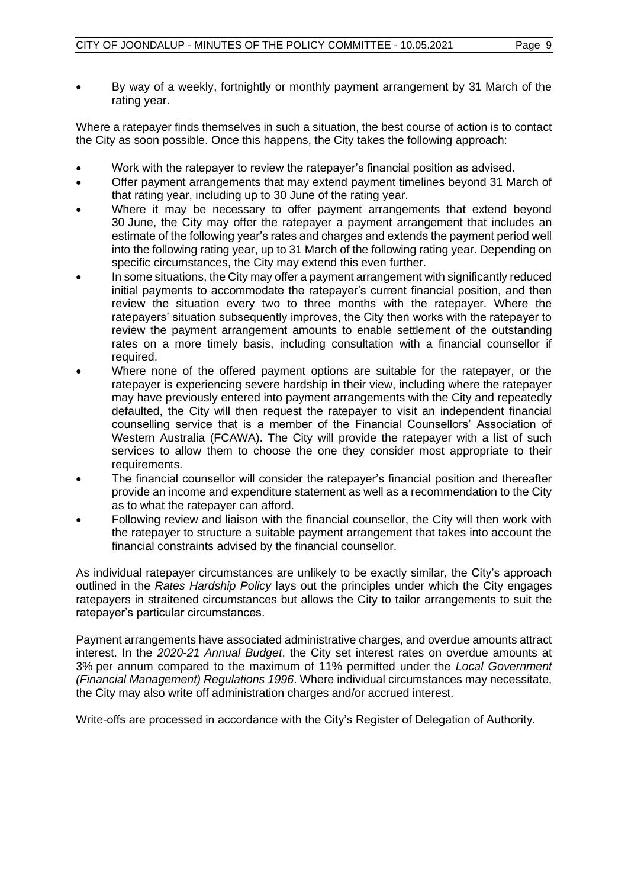- By way of a weekly, fortnightly or monthly payment arrangement by 31 March of the rating year.

Where a ratepayer finds themselves in such a situation, the best course of action is to contact the City as soon possible. Once this happens, the City takes the following approach:

- Work with the ratepayer to review the ratepayer's financial position as advised.
- Offer payment arrangements that may extend payment timelines beyond 31 March of that rating year, including up to 30 June of the rating year.
- Where it may be necessary to offer payment arrangements that extend beyond 30 June, the City may offer the ratepayer a payment arrangement that includes an estimate of the following year's rates and charges and extends the payment period well into the following rating year, up to 31 March of the following rating year. Depending on specific circumstances, the City may extend this even further.
- In some situations, the City may offer a payment arrangement with significantly reduced initial payments to accommodate the ratepayer's current financial position, and then review the situation every two to three months with the ratepayer. Where the ratepayers' situation subsequently improves, the City then works with the ratepayer to review the payment arrangement amounts to enable settlement of the outstanding rates on a more timely basis, including consultation with a financial counsellor if required.
- Where none of the offered payment options are suitable for the ratepayer, or the ratepayer is experiencing severe hardship in their view, including where the ratepayer may have previously entered into payment arrangements with the City and repeatedly defaulted, the City will then request the ratepayer to visit an independent financial counselling service that is a member of the Financial Counsellors' Association of Western Australia (FCAWA). The City will provide the ratepayer with a list of such services to allow them to choose the one they consider most appropriate to their requirements.
- The financial counsellor will consider the ratepayer's financial position and thereafter provide an income and expenditure statement as well as a recommendation to the City as to what the ratepayer can afford.
- Following review and liaison with the financial counsellor, the City will then work with the ratepayer to structure a suitable payment arrangement that takes into account the financial constraints advised by the financial counsellor.

As individual ratepayer circumstances are unlikely to be exactly similar, the City's approach outlined in the *Rates Hardship Policy* lays out the principles under which the City engages ratepayers in straitened circumstances but allows the City to tailor arrangements to suit the ratepayer's particular circumstances.

Payment arrangements have associated administrative charges, and overdue amounts attract interest. In the *2020-21 Annual Budget*, the City set interest rates on overdue amounts at 3% per annum compared to the maximum of 11% permitted under the *Local Government (Financial Management) Regulations 1996*. Where individual circumstances may necessitate, the City may also write off administration charges and/or accrued interest.

Write-offs are processed in accordance with the City's Register of Delegation of Authority.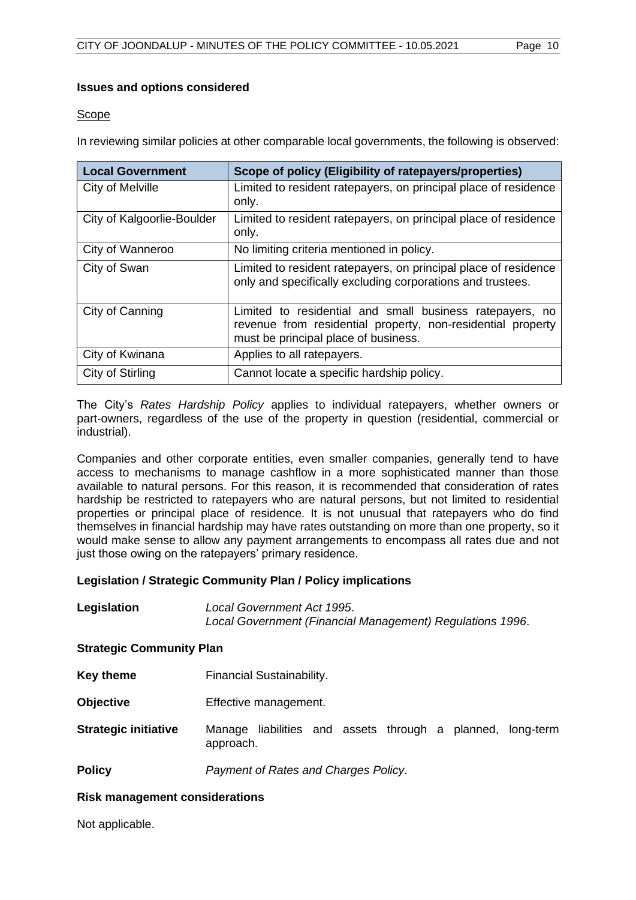**Issues and options considered**

Scope

In reviewing similar policies at other comparable local governments, the following is observed:

| Local Government | Scope of policy (Eligibility of ratepayers/properties) |
|---|---|
| City of Melville | Limited to resident ratepayers, on principal place of residence only. |
| City of Kalgoorlie-Boulder | Limited to resident ratepayers, on principal place of residence only. |
| City of Wanneroo | No limiting criteria mentioned in policy. |
| City of Swan | Limited to resident ratepayers, on principal place of residence only and specifically excluding corporations and trustees. |
| City of Canning | Limited to residential and small business ratepayers, no revenue from residential property, non-residential property must be principal place of business. |
| City of Kwinana | Applies to all ratepayers. |
| City of Stirling | Cannot locate a specific hardship policy. |

The City's *Rates Hardship Policy* applies to individual ratepayers, whether owners or part-owners, regardless of the use of the property in question (residential, commercial or industrial).

Companies and other corporate entities, even smaller companies, generally tend to have access to mechanisms to manage cashflow in a more sophisticated manner than those available to natural persons. For this reason, it is recommended that consideration of rates hardship be restricted to ratepayers who are natural persons, but not limited to residential properties or principal place of residence. It is not unusual that ratepayers who do find themselves in financial hardship may have rates outstanding on more than one property, so it would make sense to allow any payment arrangements to encompass all rates due and not just those owing on the ratepayers' primary residence.

**Legislation / Strategic Community Plan / Policy implications**

**Legislation** *Local Government Act 1995*.
*Local Government (Financial Management) Regulations 1996*.

**Strategic Community Plan**

**Key theme** Financial Sustainability.

**Objective** Effective management.

**Strategic initiative** Manage liabilities and assets through a planned, long-term approach.

**Policy** *Payment of Rates and Charges Policy*.

**Risk management considerations**

Not applicable.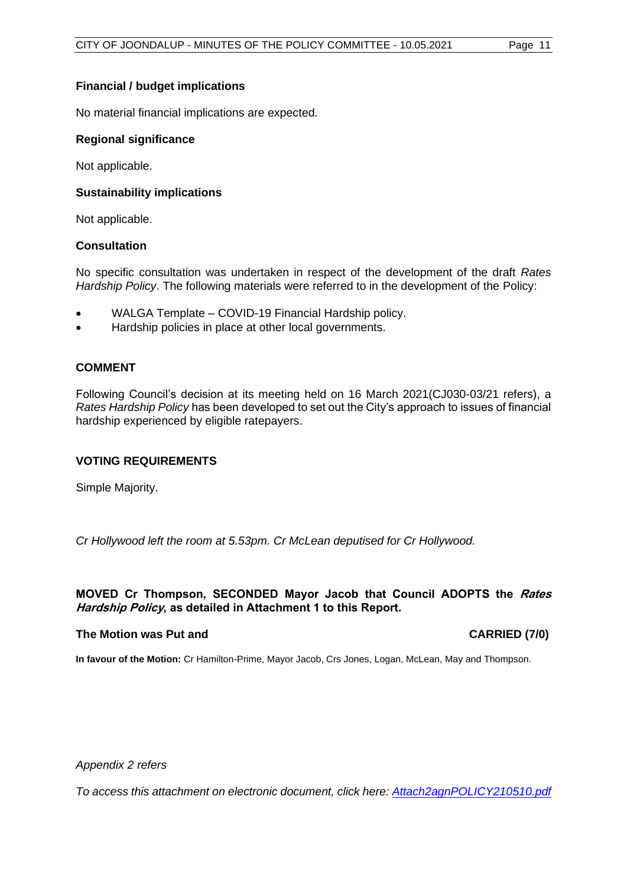**Financial / budget implications**

No material financial implications are expected.

**Regional significance**

Not applicable.

**Sustainability implications**

Not applicable.

**Consultation**

No specific consultation was undertaken in respect of the development of the draft *Rates Hardship Policy*. The following materials were referred to in the development of the Policy:

- WALGA Template – COVID-19 Financial Hardship policy.
- Hardship policies in place at other local governments.

**COMMENT**

Following Council's decision at its meeting held on 16 March 2021(CJ030-03/21 refers), a *Rates Hardship Policy* has been developed to set out the City's approach to issues of financial hardship experienced by eligible ratepayers.

**VOTING REQUIREMENTS**

Simple Majority.

*Cr Hollywood left the room at 5.53pm. Cr McLean deputised for Cr Hollywood.*

**MOVED Cr Thompson, SECONDED Mayor Jacob that Council ADOPTS the *Rates Hardship Policy*, as detailed in Attachment 1 to this Report.**

**The Motion was Put and CARRIED (7/0)**

**In favour of the Motion:** Cr Hamilton-Prime, Mayor Jacob, Crs Jones, Logan, McLean, May and Thompson.

*Appendix 2 refers*

*To access this attachment on electronic document, click here: [Attach2agnPOLICY210510.pdf](Attach2agnPOLICY210510.pdf)*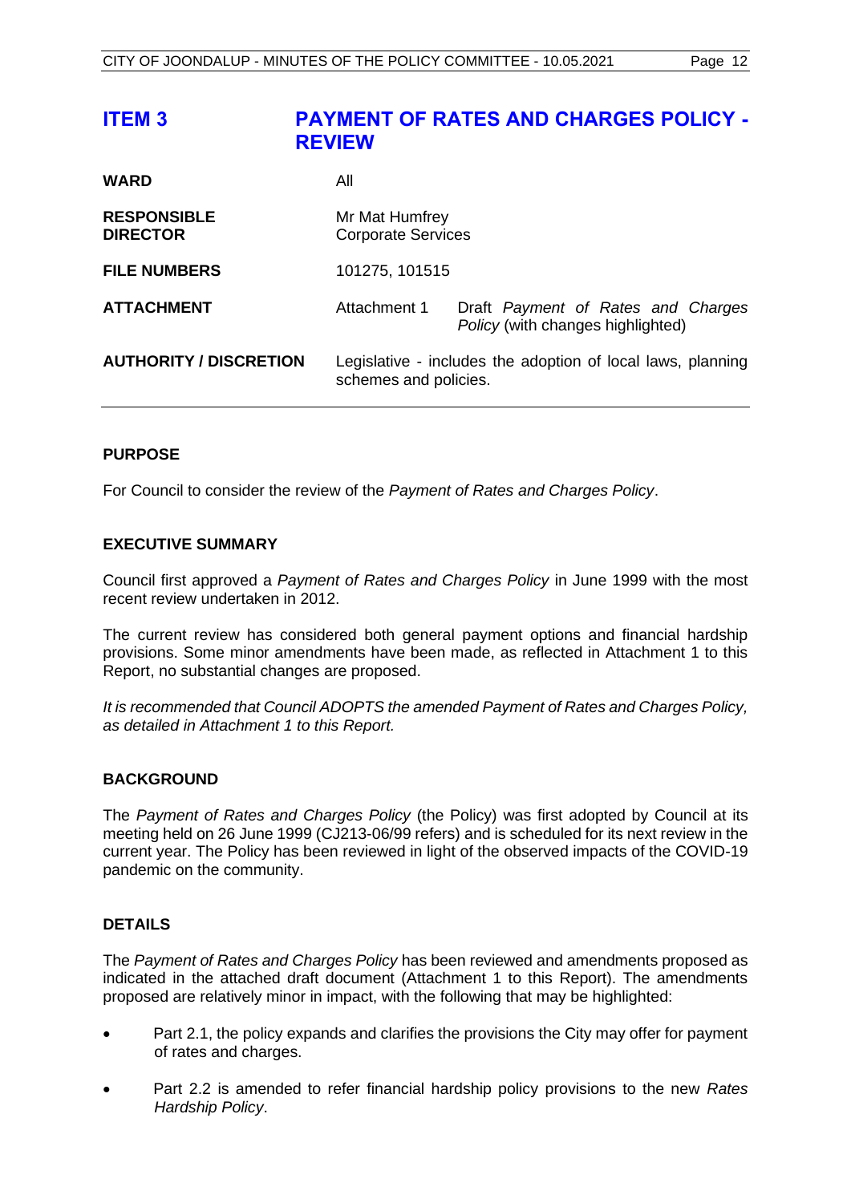# ITEM 3 PAYMENT OF RATES AND CHARGES POLICY - REVIEW

| | | |
|---|---|---|
| **WARD** | All | |
| **RESPONSIBLE DIRECTOR** | Mr Mat Humfrey<br>Corporate Services | |
| **FILE NUMBERS** | 101275, 101515 | |
| **ATTACHMENT** | Attachment 1 | Draft *Payment of Rates and Charges Policy* (with changes highlighted) |
| **AUTHORITY / DISCRETION** | Legislative - includes the adoption of local laws, planning schemes and policies. | |

## PURPOSE

For Council to consider the review of the *Payment of Rates and Charges Policy*.

## EXECUTIVE SUMMARY

Council first approved a *Payment of Rates and Charges Policy* in June 1999 with the most recent review undertaken in 2012.

The current review has considered both general payment options and financial hardship provisions. Some minor amendments have been made, as reflected in Attachment 1 to this Report, no substantial changes are proposed.

*It is recommended that Council ADOPTS the amended Payment of Rates and Charges Policy, as detailed in Attachment 1 to this Report.*

## BACKGROUND

The *Payment of Rates and Charges Policy* (the Policy) was first adopted by Council at its meeting held on 26 June 1999 (CJ213-06/99 refers) and is scheduled for its next review in the current year. The Policy has been reviewed in light of the observed impacts of the COVID-19 pandemic on the community.

## DETAILS

The *Payment of Rates and Charges Policy* has been reviewed and amendments proposed as indicated in the attached draft document (Attachment 1 to this Report). The amendments proposed are relatively minor in impact, with the following that may be highlighted:

- Part 2.1, the policy expands and clarifies the provisions the City may offer for payment of rates and charges.
- Part 2.2 is amended to refer financial hardship policy provisions to the new *Rates Hardship Policy*.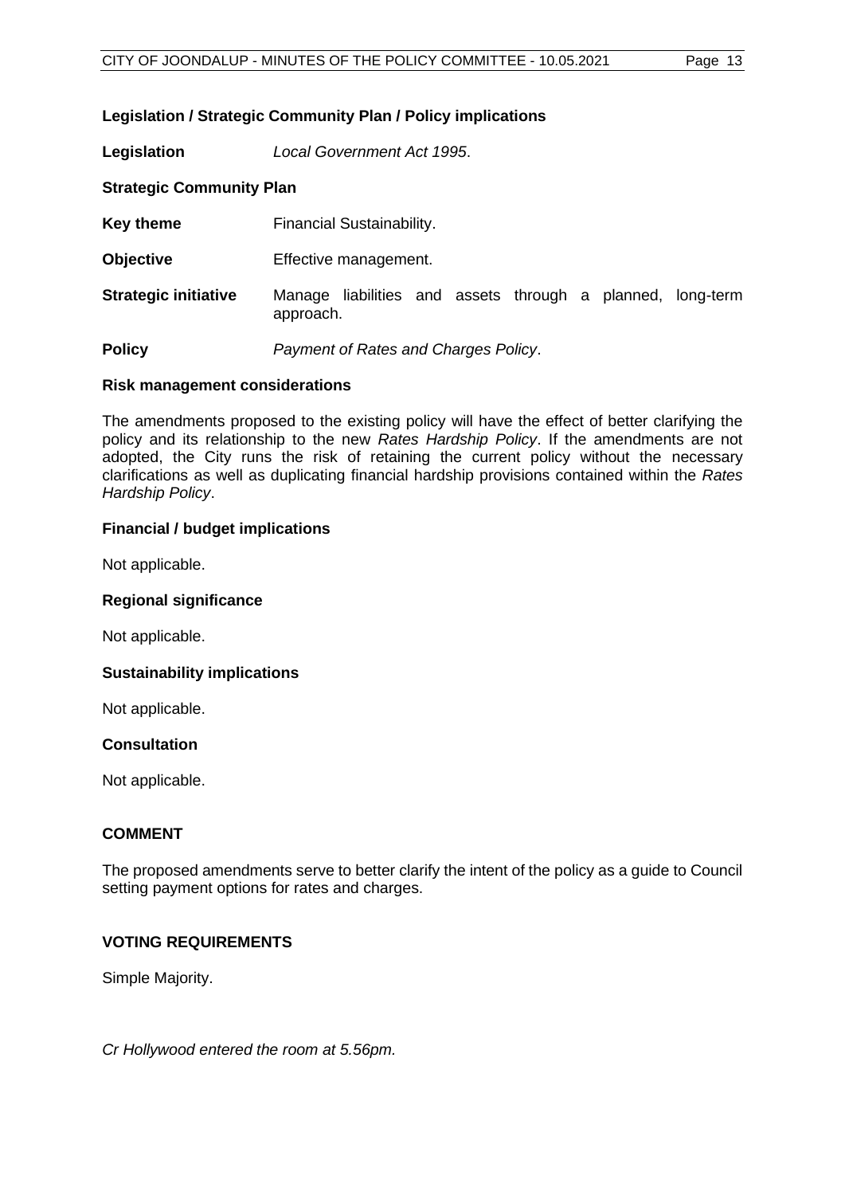**Legislation / Strategic Community Plan / Policy implications**

**Legislation** *Local Government Act 1995*.

**Strategic Community Plan**

**Key theme** Financial Sustainability.

**Objective** Effective management.

**Strategic initiative** Manage liabilities and assets through a planned, long-term approach.

**Policy** *Payment of Rates and Charges Policy*.

**Risk management considerations**

The amendments proposed to the existing policy will have the effect of better clarifying the policy and its relationship to the new *Rates Hardship Policy*. If the amendments are not adopted, the City runs the risk of retaining the current policy without the necessary clarifications as well as duplicating financial hardship provisions contained within the *Rates Hardship Policy*.

**Financial / budget implications**

Not applicable.

**Regional significance**

Not applicable.

**Sustainability implications**

Not applicable.

**Consultation**

Not applicable.

**COMMENT**

The proposed amendments serve to better clarify the intent of the policy as a guide to Council setting payment options for rates and charges.

**VOTING REQUIREMENTS**

Simple Majority.

*Cr Hollywood entered the room at 5.56pm.*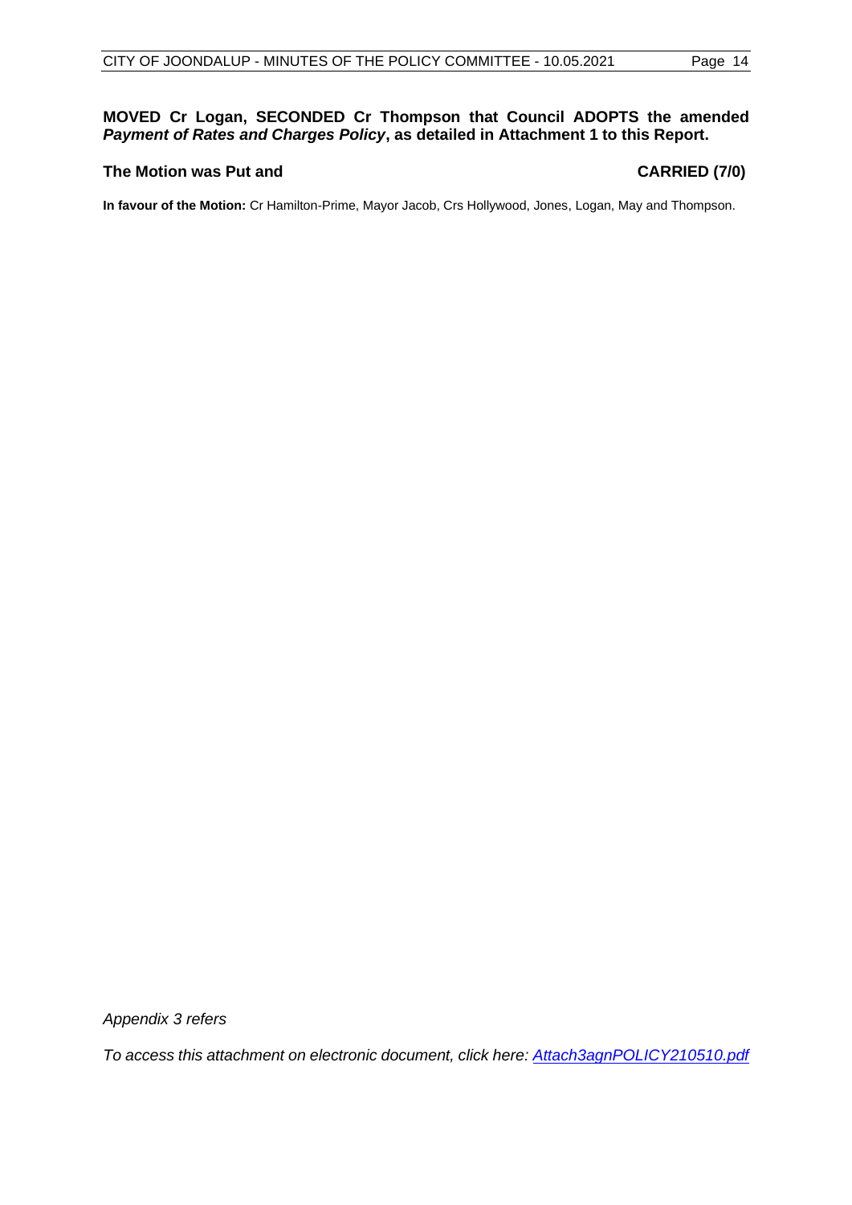**MOVED Cr Logan, SECONDED Cr Thompson that Council ADOPTS the amended *Payment of Rates and Charges Policy*, as detailed in Attachment 1 to this Report.**

**The Motion was Put and** **CARRIED (7/0)**

**In favour of the Motion:** Cr Hamilton-Prime, Mayor Jacob, Crs Hollywood, Jones, Logan, May and Thompson.

*Appendix 3 refers*

*To access this attachment on electronic document, click here: [Attach3agnPOLICY210510.pdf](Attach3agnPOLICY210510.pdf)*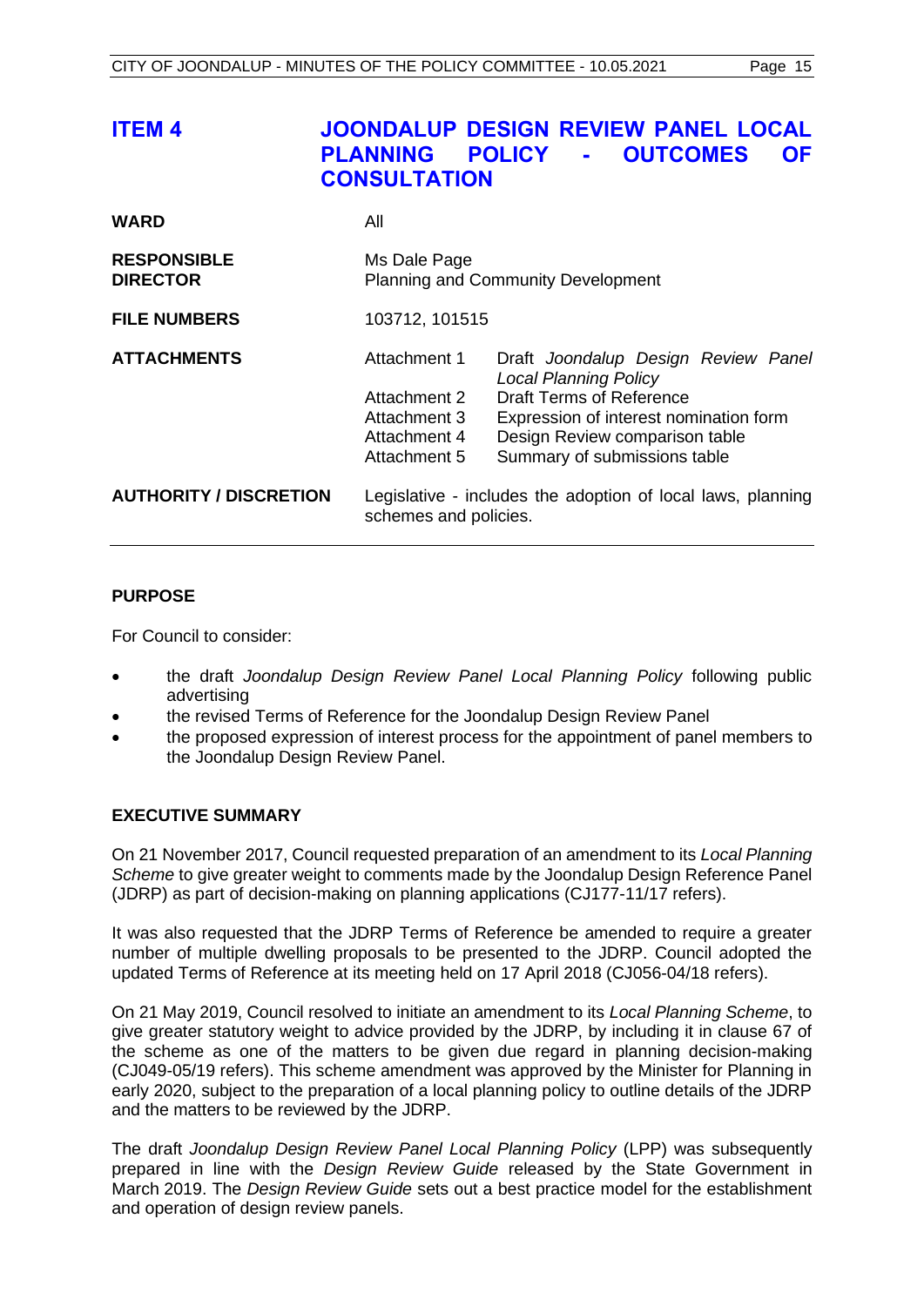## ITEM 4 JOONDALUP DESIGN REVIEW PANEL LOCAL PLANNING POLICY - OUTCOMES OF CONSULTATION

| | | |
|---|---|---|
| **WARD** | All | |
| **RESPONSIBLE DIRECTOR** | Ms Dale Page<br>Planning and Community Development | |
| **FILE NUMBERS** | 103712, 101515 | |
| **ATTACHMENTS** | Attachment 1 | Draft *Joondalup Design Review Panel Local Planning Policy* |
| | Attachment 2 | Draft Terms of Reference |
| | Attachment 3 | Expression of interest nomination form |
| | Attachment 4 | Design Review comparison table |
| | Attachment 5 | Summary of submissions table |
| **AUTHORITY / DISCRETION** | Legislative - includes the adoption of local laws, planning schemes and policies. | |

### PURPOSE

For Council to consider:

- the draft *Joondalup Design Review Panel Local Planning Policy* following public advertising
- the revised Terms of Reference for the Joondalup Design Review Panel
- the proposed expression of interest process for the appointment of panel members to the Joondalup Design Review Panel.

### EXECUTIVE SUMMARY

On 21 November 2017, Council requested preparation of an amendment to its *Local Planning Scheme* to give greater weight to comments made by the Joondalup Design Reference Panel (JDRP) as part of decision-making on planning applications (CJ177-11/17 refers).

It was also requested that the JDRP Terms of Reference be amended to require a greater number of multiple dwelling proposals to be presented to the JDRP. Council adopted the updated Terms of Reference at its meeting held on 17 April 2018 (CJ056-04/18 refers).

On 21 May 2019, Council resolved to initiate an amendment to its *Local Planning Scheme*, to give greater statutory weight to advice provided by the JDRP, by including it in clause 67 of the scheme as one of the matters to be given due regard in planning decision-making (CJ049-05/19 refers). This scheme amendment was approved by the Minister for Planning in early 2020, subject to the preparation of a local planning policy to outline details of the JDRP and the matters to be reviewed by the JDRP.

The draft *Joondalup Design Review Panel Local Planning Policy* (LPP) was subsequently prepared in line with the *Design Review Guide* released by the State Government in March 2019. The *Design Review Guide* sets out a best practice model for the establishment and operation of design review panels.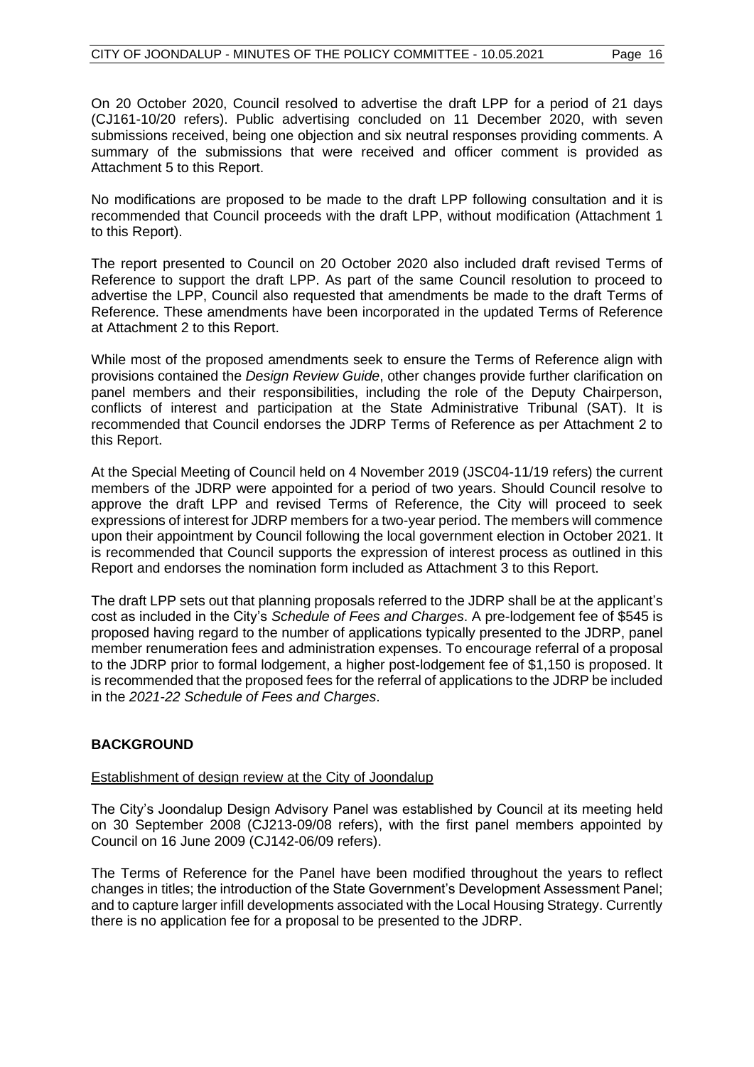On 20 October 2020, Council resolved to advertise the draft LPP for a period of 21 days (CJ161-10/20 refers). Public advertising concluded on 11 December 2020, with seven submissions received, being one objection and six neutral responses providing comments. A summary of the submissions that were received and officer comment is provided as Attachment 5 to this Report.

No modifications are proposed to be made to the draft LPP following consultation and it is recommended that Council proceeds with the draft LPP, without modification (Attachment 1 to this Report).

The report presented to Council on 20 October 2020 also included draft revised Terms of Reference to support the draft LPP. As part of the same Council resolution to proceed to advertise the LPP, Council also requested that amendments be made to the draft Terms of Reference. These amendments have been incorporated in the updated Terms of Reference at Attachment 2 to this Report.

While most of the proposed amendments seek to ensure the Terms of Reference align with provisions contained the *Design Review Guide*, other changes provide further clarification on panel members and their responsibilities, including the role of the Deputy Chairperson, conflicts of interest and participation at the State Administrative Tribunal (SAT). It is recommended that Council endorses the JDRP Terms of Reference as per Attachment 2 to this Report.

At the Special Meeting of Council held on 4 November 2019 (JSC04-11/19 refers) the current members of the JDRP were appointed for a period of two years. Should Council resolve to approve the draft LPP and revised Terms of Reference, the City will proceed to seek expressions of interest for JDRP members for a two-year period. The members will commence upon their appointment by Council following the local government election in October 2021. It is recommended that Council supports the expression of interest process as outlined in this Report and endorses the nomination form included as Attachment 3 to this Report.

The draft LPP sets out that planning proposals referred to the JDRP shall be at the applicant's cost as included in the City's *Schedule of Fees and Charges*. A pre-lodgement fee of $545 is proposed having regard to the number of applications typically presented to the JDRP, panel member renumeration fees and administration expenses. To encourage referral of a proposal to the JDRP prior to formal lodgement, a higher post-lodgement fee of $1,150 is proposed. It is recommended that the proposed fees for the referral of applications to the JDRP be included in the *2021-22 Schedule of Fees and Charges*.

## BACKGROUND

Establishment of design review at the City of Joondalup

The City's Joondalup Design Advisory Panel was established by Council at its meeting held on 30 September 2008 (CJ213-09/08 refers), with the first panel members appointed by Council on 16 June 2009 (CJ142-06/09 refers).

The Terms of Reference for the Panel have been modified throughout the years to reflect changes in titles; the introduction of the State Government's Development Assessment Panel; and to capture larger infill developments associated with the Local Housing Strategy. Currently there is no application fee for a proposal to be presented to the JDRP.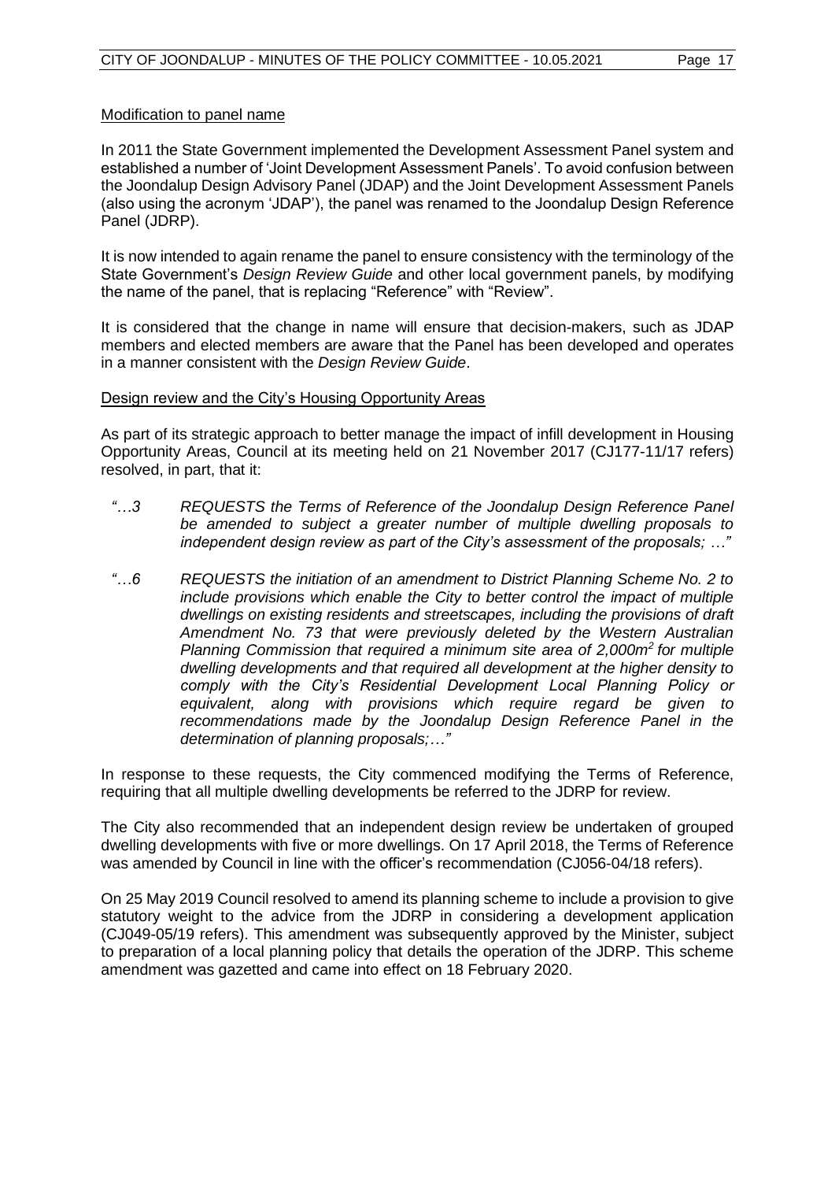Modification to panel name

In 2011 the State Government implemented the Development Assessment Panel system and established a number of 'Joint Development Assessment Panels'. To avoid confusion between the Joondalup Design Advisory Panel (JDAP) and the Joint Development Assessment Panels (also using the acronym 'JDAP'), the panel was renamed to the Joondalup Design Reference Panel (JDRP).

It is now intended to again rename the panel to ensure consistency with the terminology of the State Government's *Design Review Guide* and other local government panels, by modifying the name of the panel, that is replacing "Reference" with "Review".

It is considered that the change in name will ensure that decision-makers, such as JDAP members and elected members are aware that the Panel has been developed and operates in a manner consistent with the *Design Review Guide*.

Design review and the City's Housing Opportunity Areas

As part of its strategic approach to better manage the impact of infill development in Housing Opportunity Areas, Council at its meeting held on 21 November 2017 (CJ177-11/17 refers) resolved, in part, that it:

> *"…3 REQUESTS the Terms of Reference of the Joondalup Design Reference Panel be amended to subject a greater number of multiple dwelling proposals to independent design review as part of the City's assessment of the proposals; …"*

> *"…6 REQUESTS the initiation of an amendment to District Planning Scheme No. 2 to include provisions which enable the City to better control the impact of multiple dwellings on existing residents and streetscapes, including the provisions of draft Amendment No. 73 that were previously deleted by the Western Australian Planning Commission that required a minimum site area of 2,000m² for multiple dwelling developments and that required all development at the higher density to comply with the City's Residential Development Local Planning Policy or equivalent, along with provisions which require regard be given to recommendations made by the Joondalup Design Reference Panel in the determination of planning proposals;…"*

In response to these requests, the City commenced modifying the Terms of Reference, requiring that all multiple dwelling developments be referred to the JDRP for review.

The City also recommended that an independent design review be undertaken of grouped dwelling developments with five or more dwellings. On 17 April 2018, the Terms of Reference was amended by Council in line with the officer's recommendation (CJ056-04/18 refers).

On 25 May 2019 Council resolved to amend its planning scheme to include a provision to give statutory weight to the advice from the JDRP in considering a development application (CJ049-05/19 refers). This amendment was subsequently approved by the Minister, subject to preparation of a local planning policy that details the operation of the JDRP. This scheme amendment was gazetted and came into effect on 18 February 2020.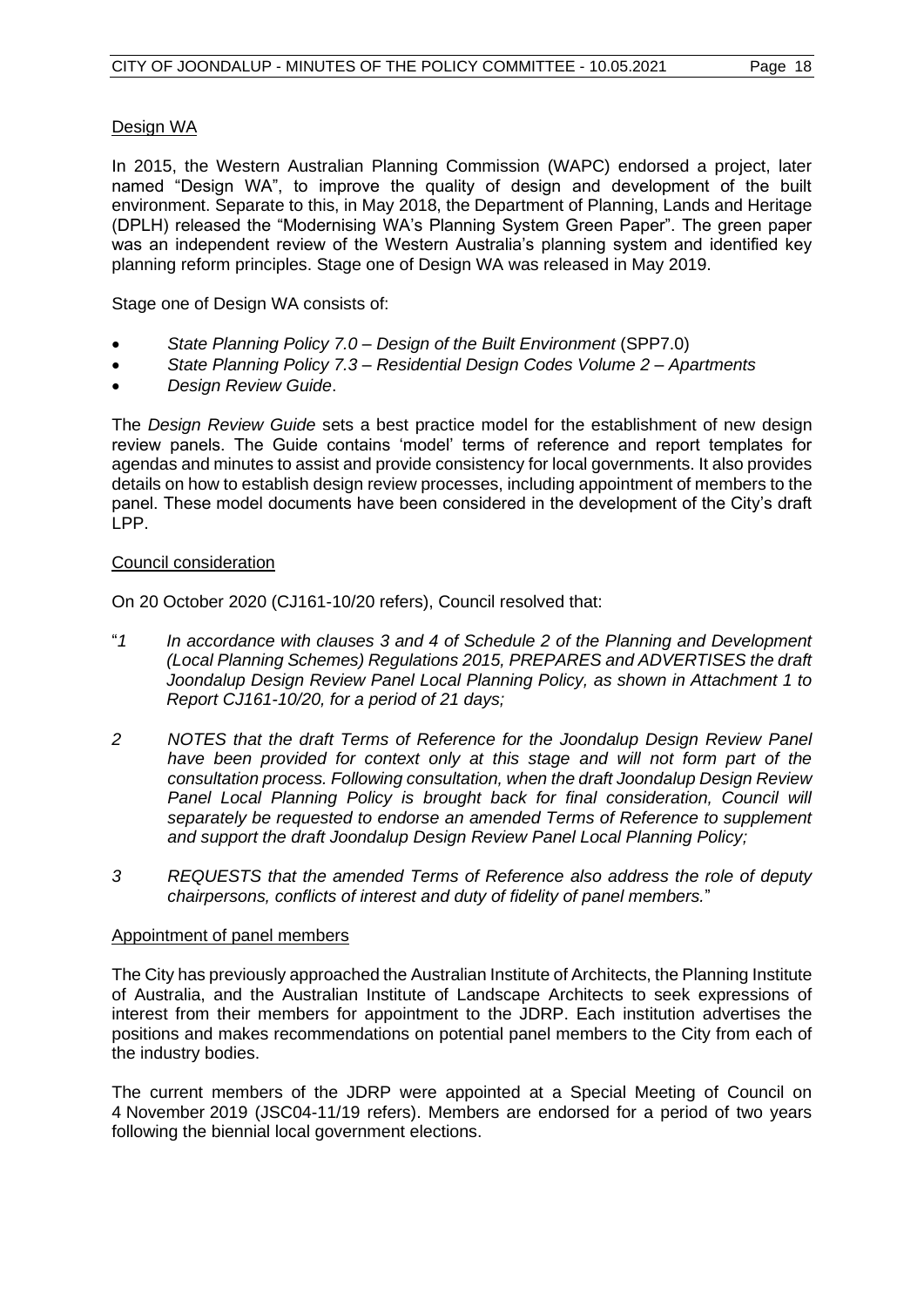Design WA

In 2015, the Western Australian Planning Commission (WAPC) endorsed a project, later named "Design WA", to improve the quality of design and development of the built environment. Separate to this, in May 2018, the Department of Planning, Lands and Heritage (DPLH) released the "Modernising WA's Planning System Green Paper". The green paper was an independent review of the Western Australia's planning system and identified key planning reform principles. Stage one of Design WA was released in May 2019.

Stage one of Design WA consists of:

- *State Planning Policy 7.0 – Design of the Built Environment* (SPP7.0)
- *State Planning Policy 7.3 – Residential Design Codes Volume 2 – Apartments*
- *Design Review Guide*.

The *Design Review Guide* sets a best practice model for the establishment of new design review panels. The Guide contains 'model' terms of reference and report templates for agendas and minutes to assist and provide consistency for local governments. It also provides details on how to establish design review processes, including appointment of members to the panel. These model documents have been considered in the development of the City's draft LPP.

Council consideration

On 20 October 2020 (CJ161-10/20 refers), Council resolved that:

"*1 In accordance with clauses 3 and 4 of Schedule 2 of the Planning and Development (Local Planning Schemes) Regulations 2015, PREPARES and ADVERTISES the draft Joondalup Design Review Panel Local Planning Policy, as shown in Attachment 1 to Report CJ161-10/20, for a period of 21 days;*

*2 NOTES that the draft Terms of Reference for the Joondalup Design Review Panel have been provided for context only at this stage and will not form part of the consultation process. Following consultation, when the draft Joondalup Design Review Panel Local Planning Policy is brought back for final consideration, Council will separately be requested to endorse an amended Terms of Reference to supplement and support the draft Joondalup Design Review Panel Local Planning Policy;*

*3 REQUESTS that the amended Terms of Reference also address the role of deputy chairpersons, conflicts of interest and duty of fidelity of panel members.*"

Appointment of panel members

The City has previously approached the Australian Institute of Architects, the Planning Institute of Australia, and the Australian Institute of Landscape Architects to seek expressions of interest from their members for appointment to the JDRP. Each institution advertises the positions and makes recommendations on potential panel members to the City from each of the industry bodies.

The current members of the JDRP were appointed at a Special Meeting of Council on 4 November 2019 (JSC04-11/19 refers). Members are endorsed for a period of two years following the biennial local government elections.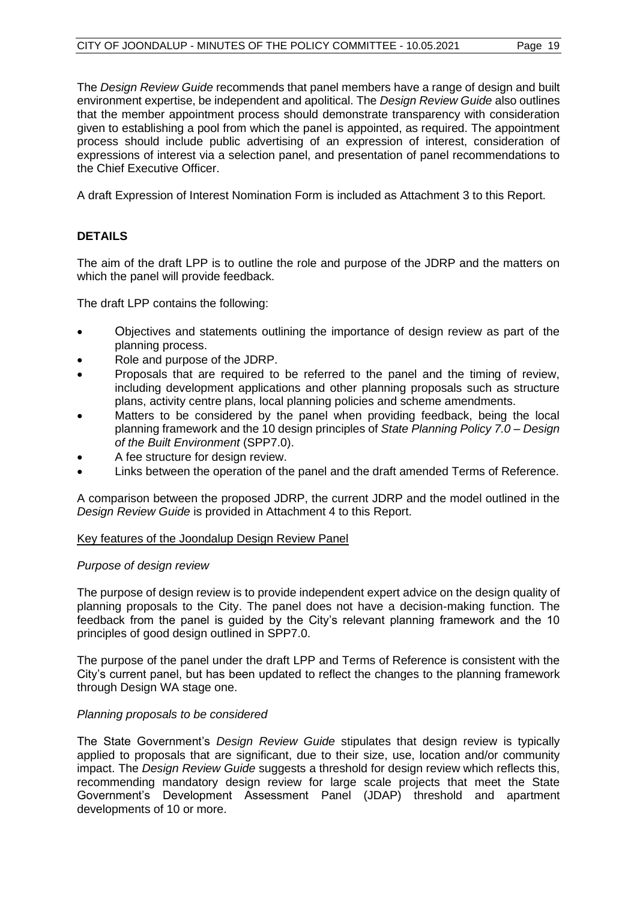The *Design Review Guide* recommends that panel members have a range of design and built environment expertise, be independent and apolitical. The *Design Review Guide* also outlines that the member appointment process should demonstrate transparency with consideration given to establishing a pool from which the panel is appointed, as required. The appointment process should include public advertising of an expression of interest, consideration of expressions of interest via a selection panel, and presentation of panel recommendations to the Chief Executive Officer.

A draft Expression of Interest Nomination Form is included as Attachment 3 to this Report.

## DETAILS

The aim of the draft LPP is to outline the role and purpose of the JDRP and the matters on which the panel will provide feedback.

The draft LPP contains the following:

- Objectives and statements outlining the importance of design review as part of the planning process.
- Role and purpose of the JDRP.
- Proposals that are required to be referred to the panel and the timing of review, including development applications and other planning proposals such as structure plans, activity centre plans, local planning policies and scheme amendments.
- Matters to be considered by the panel when providing feedback, being the local planning framework and the 10 design principles of *State Planning Policy 7.0 – Design of the Built Environment* (SPP7.0).
- A fee structure for design review.
- Links between the operation of the panel and the draft amended Terms of Reference.

A comparison between the proposed JDRP, the current JDRP and the model outlined in the *Design Review Guide* is provided in Attachment 4 to this Report.

### Key features of the Joondalup Design Review Panel

*Purpose of design review*

The purpose of design review is to provide independent expert advice on the design quality of planning proposals to the City. The panel does not have a decision-making function. The feedback from the panel is guided by the City's relevant planning framework and the 10 principles of good design outlined in SPP7.0.

The purpose of the panel under the draft LPP and Terms of Reference is consistent with the City's current panel, but has been updated to reflect the changes to the planning framework through Design WA stage one.

*Planning proposals to be considered*

The State Government's *Design Review Guide* stipulates that design review is typically applied to proposals that are significant, due to their size, use, location and/or community impact. The *Design Review Guide* suggests a threshold for design review which reflects this, recommending mandatory design review for large scale projects that meet the State Government's Development Assessment Panel (JDAP) threshold and apartment developments of 10 or more.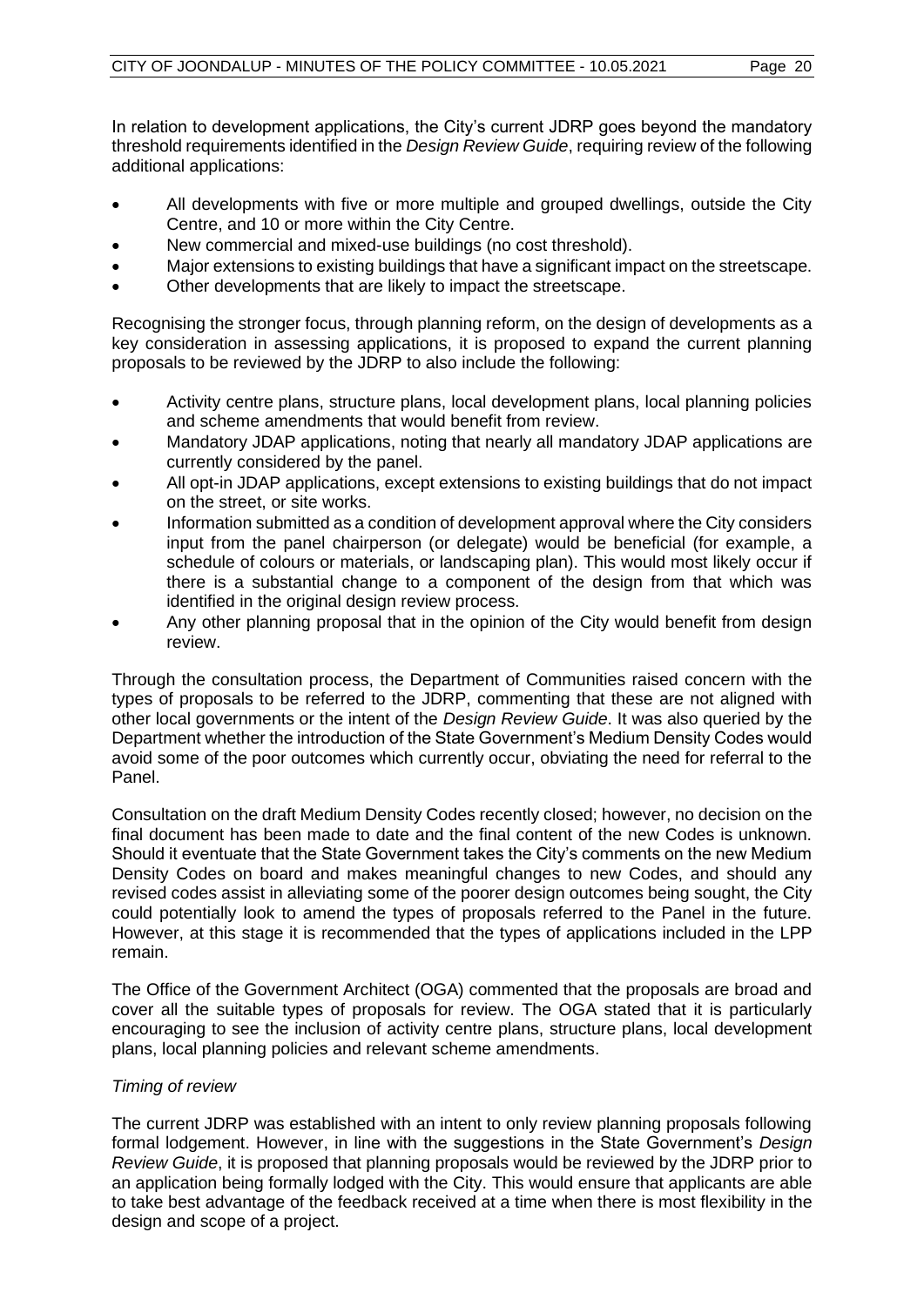In relation to development applications, the City's current JDRP goes beyond the mandatory threshold requirements identified in the *Design Review Guide*, requiring review of the following additional applications:

- All developments with five or more multiple and grouped dwellings, outside the City Centre, and 10 or more within the City Centre.
- New commercial and mixed-use buildings (no cost threshold).
- Major extensions to existing buildings that have a significant impact on the streetscape.
- Other developments that are likely to impact the streetscape.

Recognising the stronger focus, through planning reform, on the design of developments as a key consideration in assessing applications, it is proposed to expand the current planning proposals to be reviewed by the JDRP to also include the following:

- Activity centre plans, structure plans, local development plans, local planning policies and scheme amendments that would benefit from review.
- Mandatory JDAP applications, noting that nearly all mandatory JDAP applications are currently considered by the panel.
- All opt-in JDAP applications, except extensions to existing buildings that do not impact on the street, or site works.
- Information submitted as a condition of development approval where the City considers input from the panel chairperson (or delegate) would be beneficial (for example, a schedule of colours or materials, or landscaping plan). This would most likely occur if there is a substantial change to a component of the design from that which was identified in the original design review process.
- Any other planning proposal that in the opinion of the City would benefit from design review.

Through the consultation process, the Department of Communities raised concern with the types of proposals to be referred to the JDRP, commenting that these are not aligned with other local governments or the intent of the *Design Review Guide*. It was also queried by the Department whether the introduction of the State Government's Medium Density Codes would avoid some of the poor outcomes which currently occur, obviating the need for referral to the Panel.

Consultation on the draft Medium Density Codes recently closed; however, no decision on the final document has been made to date and the final content of the new Codes is unknown. Should it eventuate that the State Government takes the City's comments on the new Medium Density Codes on board and makes meaningful changes to new Codes, and should any revised codes assist in alleviating some of the poorer design outcomes being sought, the City could potentially look to amend the types of proposals referred to the Panel in the future. However, at this stage it is recommended that the types of applications included in the LPP remain.

The Office of the Government Architect (OGA) commented that the proposals are broad and cover all the suitable types of proposals for review. The OGA stated that it is particularly encouraging to see the inclusion of activity centre plans, structure plans, local development plans, local planning policies and relevant scheme amendments.

*Timing of review*

The current JDRP was established with an intent to only review planning proposals following formal lodgement. However, in line with the suggestions in the State Government's *Design Review Guide*, it is proposed that planning proposals would be reviewed by the JDRP prior to an application being formally lodged with the City. This would ensure that applicants are able to take best advantage of the feedback received at a time when there is most flexibility in the design and scope of a project.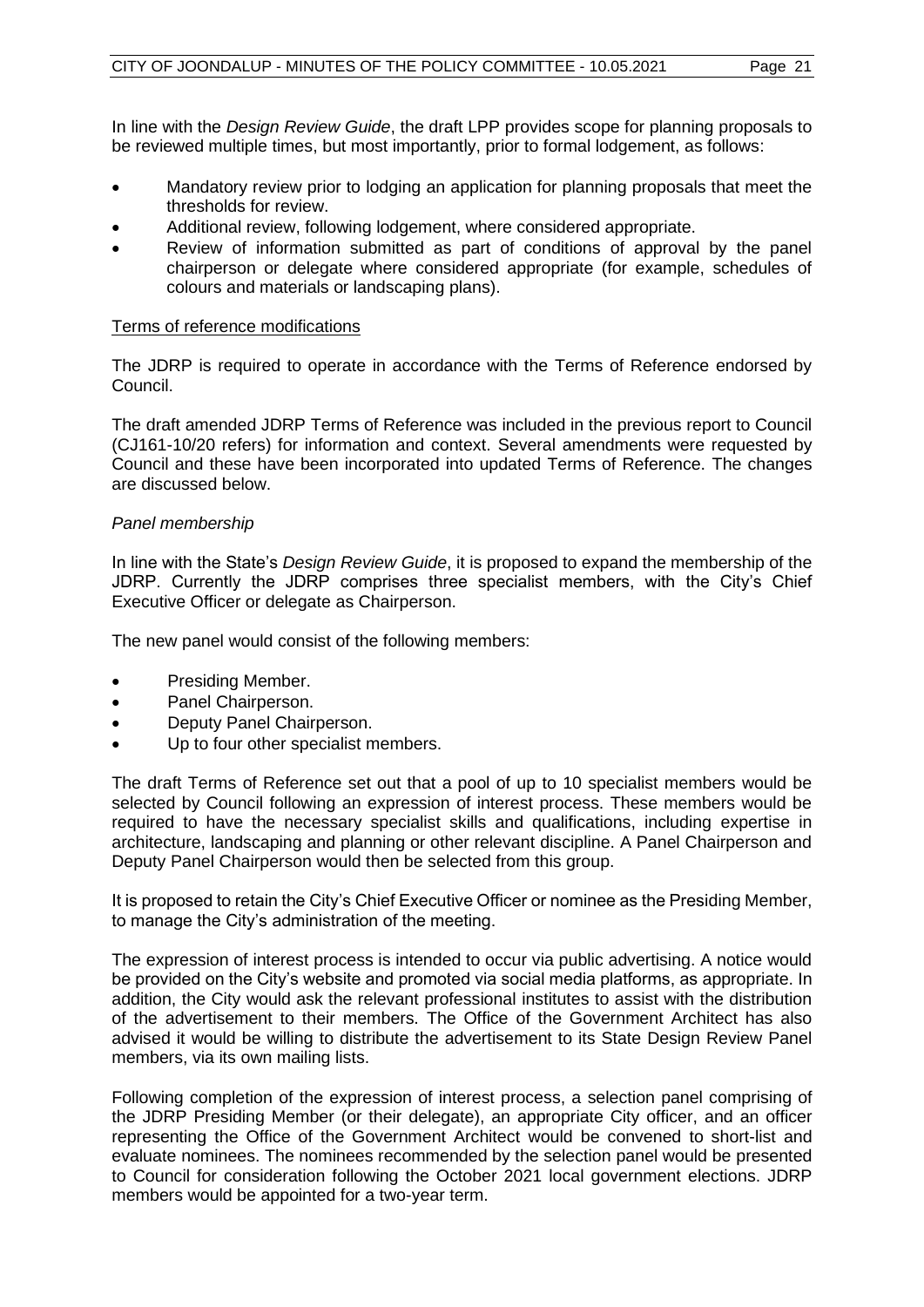In line with the *Design Review Guide*, the draft LPP provides scope for planning proposals to be reviewed multiple times, but most importantly, prior to formal lodgement, as follows:

- Mandatory review prior to lodging an application for planning proposals that meet the thresholds for review.
- Additional review, following lodgement, where considered appropriate.
- Review of information submitted as part of conditions of approval by the panel chairperson or delegate where considered appropriate (for example, schedules of colours and materials or landscaping plans).

Terms of reference modifications

The JDRP is required to operate in accordance with the Terms of Reference endorsed by Council.

The draft amended JDRP Terms of Reference was included in the previous report to Council (CJ161-10/20 refers) for information and context. Several amendments were requested by Council and these have been incorporated into updated Terms of Reference. The changes are discussed below.

*Panel membership*

In line with the State's *Design Review Guide*, it is proposed to expand the membership of the JDRP. Currently the JDRP comprises three specialist members, with the City's Chief Executive Officer or delegate as Chairperson.

The new panel would consist of the following members:

- Presiding Member.
- Panel Chairperson.
- Deputy Panel Chairperson.
- Up to four other specialist members.

The draft Terms of Reference set out that a pool of up to 10 specialist members would be selected by Council following an expression of interest process. These members would be required to have the necessary specialist skills and qualifications, including expertise in architecture, landscaping and planning or other relevant discipline. A Panel Chairperson and Deputy Panel Chairperson would then be selected from this group.

It is proposed to retain the City's Chief Executive Officer or nominee as the Presiding Member, to manage the City's administration of the meeting.

The expression of interest process is intended to occur via public advertising. A notice would be provided on the City's website and promoted via social media platforms, as appropriate. In addition, the City would ask the relevant professional institutes to assist with the distribution of the advertisement to their members. The Office of the Government Architect has also advised it would be willing to distribute the advertisement to its State Design Review Panel members, via its own mailing lists.

Following completion of the expression of interest process, a selection panel comprising of the JDRP Presiding Member (or their delegate), an appropriate City officer, and an officer representing the Office of the Government Architect would be convened to short-list and evaluate nominees. The nominees recommended by the selection panel would be presented to Council for consideration following the October 2021 local government elections. JDRP members would be appointed for a two-year term.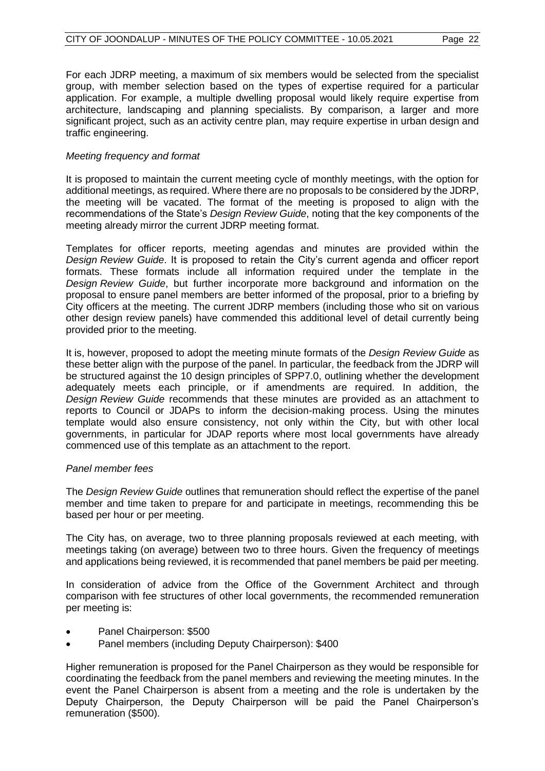For each JDRP meeting, a maximum of six members would be selected from the specialist group, with member selection based on the types of expertise required for a particular application. For example, a multiple dwelling proposal would likely require expertise from architecture, landscaping and planning specialists. By comparison, a larger and more significant project, such as an activity centre plan, may require expertise in urban design and traffic engineering.

*Meeting frequency and format*

It is proposed to maintain the current meeting cycle of monthly meetings, with the option for additional meetings, as required. Where there are no proposals to be considered by the JDRP, the meeting will be vacated. The format of the meeting is proposed to align with the recommendations of the State's *Design Review Guide*, noting that the key components of the meeting already mirror the current JDRP meeting format.

Templates for officer reports, meeting agendas and minutes are provided within the *Design Review Guide.* It is proposed to retain the City's current agenda and officer report formats. These formats include all information required under the template in the *Design Review Guide*, but further incorporate more background and information on the proposal to ensure panel members are better informed of the proposal, prior to a briefing by City officers at the meeting. The current JDRP members (including those who sit on various other design review panels) have commended this additional level of detail currently being provided prior to the meeting.

It is, however, proposed to adopt the meeting minute formats of the *Design Review Guide* as these better align with the purpose of the panel. In particular, the feedback from the JDRP will be structured against the 10 design principles of SPP7.0, outlining whether the development adequately meets each principle, or if amendments are required. In addition, the *Design Review Guide* recommends that these minutes are provided as an attachment to reports to Council or JDAPs to inform the decision-making process. Using the minutes template would also ensure consistency, not only within the City, but with other local governments, in particular for JDAP reports where most local governments have already commenced use of this template as an attachment to the report.

*Panel member fees*

The *Design Review Guide* outlines that remuneration should reflect the expertise of the panel member and time taken to prepare for and participate in meetings, recommending this be based per hour or per meeting.

The City has, on average, two to three planning proposals reviewed at each meeting, with meetings taking (on average) between two to three hours. Given the frequency of meetings and applications being reviewed, it is recommended that panel members be paid per meeting.

In consideration of advice from the Office of the Government Architect and through comparison with fee structures of other local governments, the recommended remuneration per meeting is:

- Panel Chairperson: $500
- Panel members (including Deputy Chairperson): $400

Higher remuneration is proposed for the Panel Chairperson as they would be responsible for coordinating the feedback from the panel members and reviewing the meeting minutes. In the event the Panel Chairperson is absent from a meeting and the role is undertaken by the Deputy Chairperson, the Deputy Chairperson will be paid the Panel Chairperson's remuneration ($500).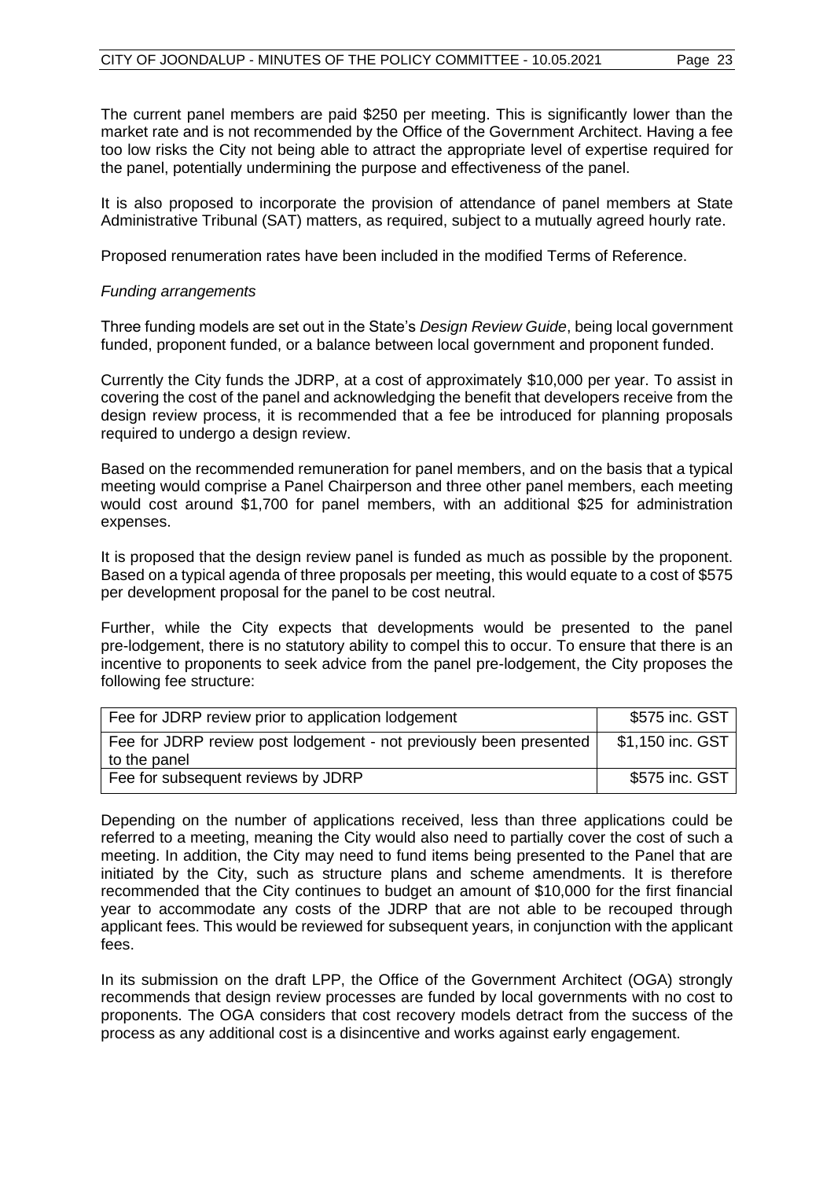The current panel members are paid $250 per meeting. This is significantly lower than the market rate and is not recommended by the Office of the Government Architect. Having a fee too low risks the City not being able to attract the appropriate level of expertise required for the panel, potentially undermining the purpose and effectiveness of the panel.

It is also proposed to incorporate the provision of attendance of panel members at State Administrative Tribunal (SAT) matters, as required, subject to a mutually agreed hourly rate.

Proposed renumeration rates have been included in the modified Terms of Reference.

*Funding arrangements*

Three funding models are set out in the State's *Design Review Guide*, being local government funded, proponent funded, or a balance between local government and proponent funded.

Currently the City funds the JDRP, at a cost of approximately $10,000 per year. To assist in covering the cost of the panel and acknowledging the benefit that developers receive from the design review process, it is recommended that a fee be introduced for planning proposals required to undergo a design review.

Based on the recommended remuneration for panel members, and on the basis that a typical meeting would comprise a Panel Chairperson and three other panel members, each meeting would cost around $1,700 for panel members, with an additional $25 for administration expenses.

It is proposed that the design review panel is funded as much as possible by the proponent. Based on a typical agenda of three proposals per meeting, this would equate to a cost of $575 per development proposal for the panel to be cost neutral.

Further, while the City expects that developments would be presented to the panel pre-lodgement, there is no statutory ability to compel this to occur. To ensure that there is an incentive to proponents to seek advice from the panel pre-lodgement, the City proposes the following fee structure:

| Fee | Amount |
|---|---|
| Fee for JDRP review prior to application lodgement | $575 inc. GST |
| Fee for JDRP review post lodgement - not previously been presented to the panel | $1,150 inc. GST |
| Fee for subsequent reviews by JDRP | $575 inc. GST |

Depending on the number of applications received, less than three applications could be referred to a meeting, meaning the City would also need to partially cover the cost of such a meeting. In addition, the City may need to fund items being presented to the Panel that are initiated by the City, such as structure plans and scheme amendments. It is therefore recommended that the City continues to budget an amount of $10,000 for the first financial year to accommodate any costs of the JDRP that are not able to be recouped through applicant fees. This would be reviewed for subsequent years, in conjunction with the applicant fees.

In its submission on the draft LPP, the Office of the Government Architect (OGA) strongly recommends that design review processes are funded by local governments with no cost to proponents. The OGA considers that cost recovery models detract from the success of the process as any additional cost is a disincentive and works against early engagement.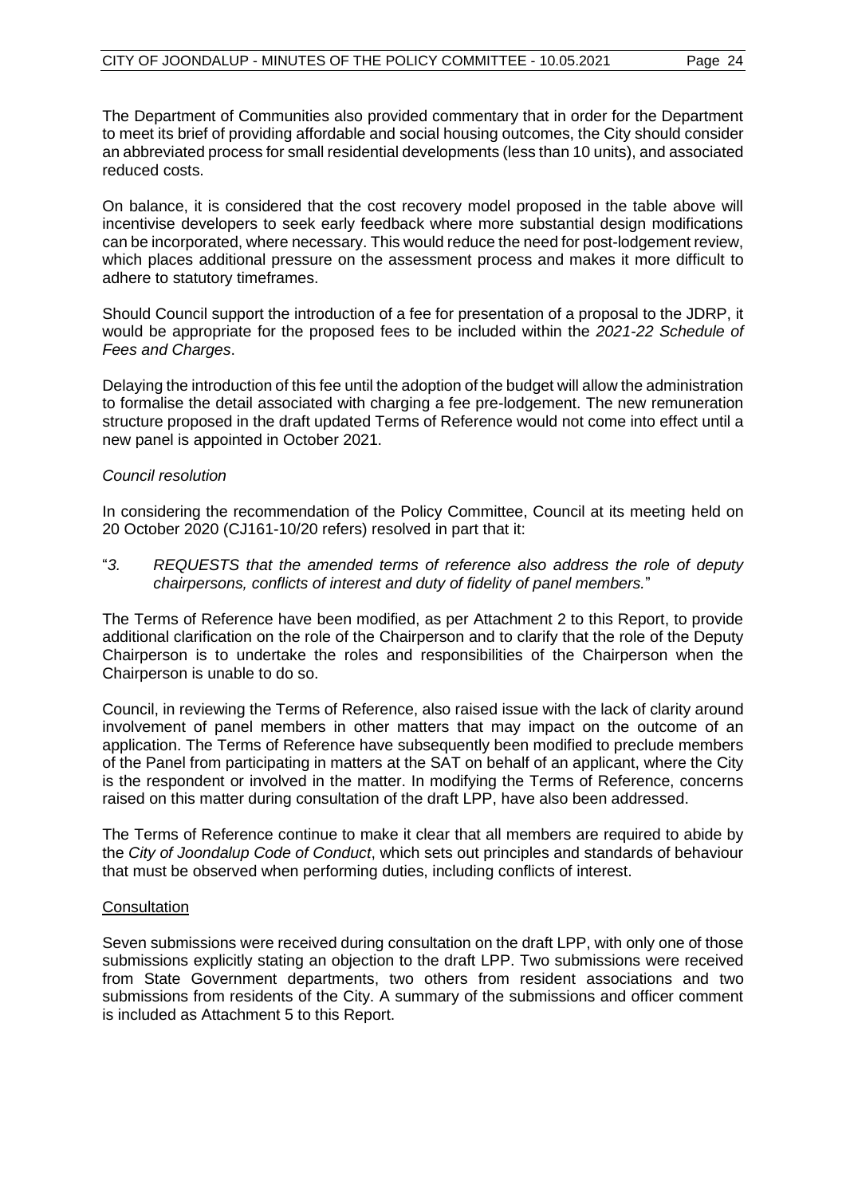The Department of Communities also provided commentary that in order for the Department to meet its brief of providing affordable and social housing outcomes, the City should consider an abbreviated process for small residential developments (less than 10 units), and associated reduced costs.

On balance, it is considered that the cost recovery model proposed in the table above will incentivise developers to seek early feedback where more substantial design modifications can be incorporated, where necessary. This would reduce the need for post-lodgement review, which places additional pressure on the assessment process and makes it more difficult to adhere to statutory timeframes.

Should Council support the introduction of a fee for presentation of a proposal to the JDRP, it would be appropriate for the proposed fees to be included within the *2021-22 Schedule of Fees and Charges*.

Delaying the introduction of this fee until the adoption of the budget will allow the administration to formalise the detail associated with charging a fee pre-lodgement. The new remuneration structure proposed in the draft updated Terms of Reference would not come into effect until a new panel is appointed in October 2021.

*Council resolution*

In considering the recommendation of the Policy Committee, Council at its meeting held on 20 October 2020 (CJ161-10/20 refers) resolved in part that it:

"*3. REQUESTS that the amended terms of reference also address the role of deputy chairpersons, conflicts of interest and duty of fidelity of panel members.*"

The Terms of Reference have been modified, as per Attachment 2 to this Report, to provide additional clarification on the role of the Chairperson and to clarify that the role of the Deputy Chairperson is to undertake the roles and responsibilities of the Chairperson when the Chairperson is unable to do so.

Council, in reviewing the Terms of Reference, also raised issue with the lack of clarity around involvement of panel members in other matters that may impact on the outcome of an application. The Terms of Reference have subsequently been modified to preclude members of the Panel from participating in matters at the SAT on behalf of an applicant, where the City is the respondent or involved in the matter. In modifying the Terms of Reference, concerns raised on this matter during consultation of the draft LPP, have also been addressed.

The Terms of Reference continue to make it clear that all members are required to abide by the *City of Joondalup Code of Conduct*, which sets out principles and standards of behaviour that must be observed when performing duties, including conflicts of interest.

Consultation

Seven submissions were received during consultation on the draft LPP, with only one of those submissions explicitly stating an objection to the draft LPP. Two submissions were received from State Government departments, two others from resident associations and two submissions from residents of the City. A summary of the submissions and officer comment is included as Attachment 5 to this Report.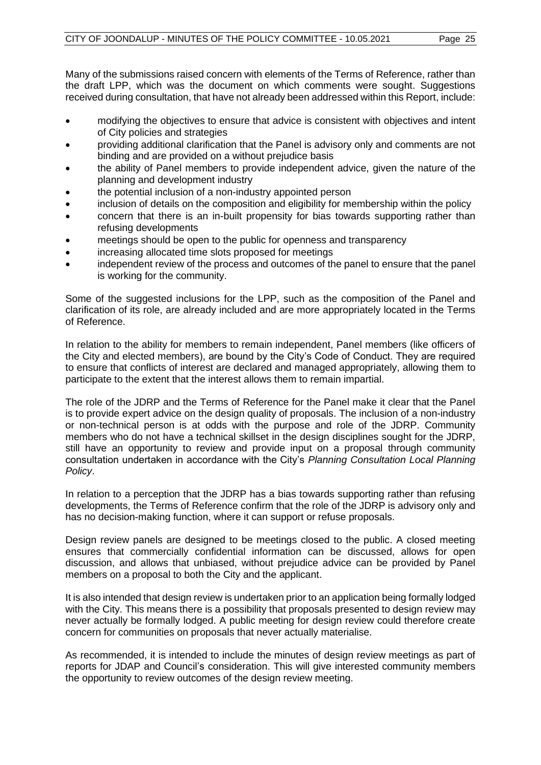Many of the submissions raised concern with elements of the Terms of Reference, rather than the draft LPP, which was the document on which comments were sought. Suggestions received during consultation, that have not already been addressed within this Report, include:

- modifying the objectives to ensure that advice is consistent with objectives and intent of City policies and strategies
- providing additional clarification that the Panel is advisory only and comments are not binding and are provided on a without prejudice basis
- the ability of Panel members to provide independent advice, given the nature of the planning and development industry
- the potential inclusion of a non-industry appointed person
- inclusion of details on the composition and eligibility for membership within the policy
- concern that there is an in-built propensity for bias towards supporting rather than refusing developments
- meetings should be open to the public for openness and transparency
- increasing allocated time slots proposed for meetings
- independent review of the process and outcomes of the panel to ensure that the panel is working for the community.

Some of the suggested inclusions for the LPP, such as the composition of the Panel and clarification of its role, are already included and are more appropriately located in the Terms of Reference.

In relation to the ability for members to remain independent, Panel members (like officers of the City and elected members), are bound by the City's Code of Conduct. They are required to ensure that conflicts of interest are declared and managed appropriately, allowing them to participate to the extent that the interest allows them to remain impartial.

The role of the JDRP and the Terms of Reference for the Panel make it clear that the Panel is to provide expert advice on the design quality of proposals. The inclusion of a non-industry or non-technical person is at odds with the purpose and role of the JDRP. Community members who do not have a technical skillset in the design disciplines sought for the JDRP, still have an opportunity to review and provide input on a proposal through community consultation undertaken in accordance with the City's *Planning Consultation Local Planning Policy*.

In relation to a perception that the JDRP has a bias towards supporting rather than refusing developments, the Terms of Reference confirm that the role of the JDRP is advisory only and has no decision-making function, where it can support or refuse proposals.

Design review panels are designed to be meetings closed to the public. A closed meeting ensures that commercially confidential information can be discussed, allows for open discussion, and allows that unbiased, without prejudice advice can be provided by Panel members on a proposal to both the City and the applicant.

It is also intended that design review is undertaken prior to an application being formally lodged with the City. This means there is a possibility that proposals presented to design review may never actually be formally lodged. A public meeting for design review could therefore create concern for communities on proposals that never actually materialise.

As recommended, it is intended to include the minutes of design review meetings as part of reports for JDAP and Council's consideration. This will give interested community members the opportunity to review outcomes of the design review meeting.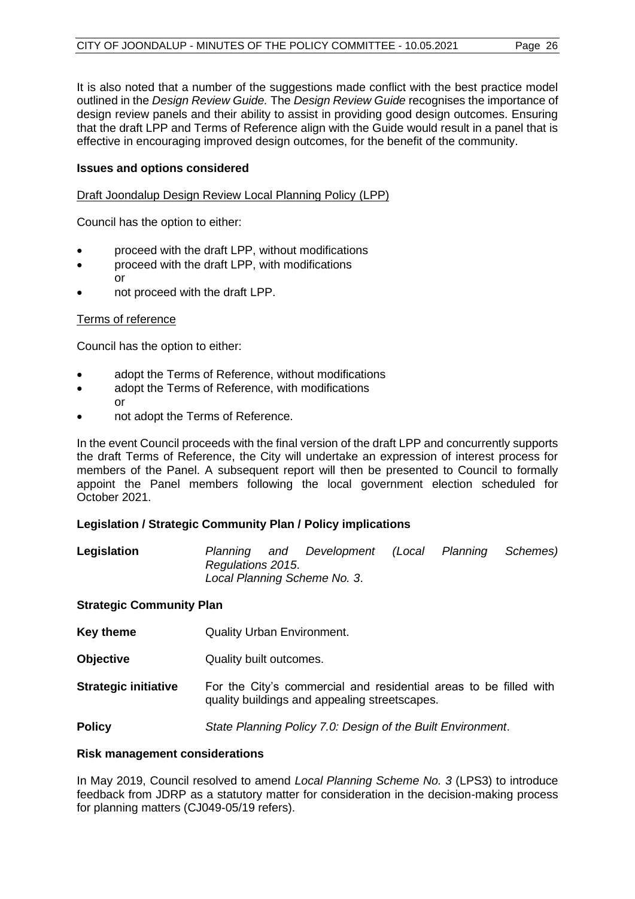It is also noted that a number of the suggestions made conflict with the best practice model outlined in the *Design Review Guide.* The *Design Review Guide* recognises the importance of design review panels and their ability to assist in providing good design outcomes. Ensuring that the draft LPP and Terms of Reference align with the Guide would result in a panel that is effective in encouraging improved design outcomes, for the benefit of the community.

**Issues and options considered**

Draft Joondalup Design Review Local Planning Policy (LPP)

Council has the option to either:

- proceed with the draft LPP, without modifications
- proceed with the draft LPP, with modifications
  or
- not proceed with the draft LPP.

Terms of reference

Council has the option to either:

- adopt the Terms of Reference, without modifications
- adopt the Terms of Reference, with modifications
  or
- not adopt the Terms of Reference.

In the event Council proceeds with the final version of the draft LPP and concurrently supports the draft Terms of Reference, the City will undertake an expression of interest process for members of the Panel. A subsequent report will then be presented to Council to formally appoint the Panel members following the local government election scheduled for October 2021.

**Legislation / Strategic Community Plan / Policy implications**

| | |
|---|---|
| **Legislation** | *Planning and Development (Local Planning Schemes) Regulations 2015*. *Local Planning Scheme No. 3*. |

**Strategic Community Plan**

| | |
|---|---|
| **Key theme** | Quality Urban Environment. |
| **Objective** | Quality built outcomes. |
| **Strategic initiative** | For the City's commercial and residential areas to be filled with quality buildings and appealing streetscapes. |
| **Policy** | *State Planning Policy 7.0: Design of the Built Environment*. |

**Risk management considerations**

In May 2019, Council resolved to amend *Local Planning Scheme No. 3* (LPS3) to introduce feedback from JDRP as a statutory matter for consideration in the decision-making process for planning matters (CJ049-05/19 refers).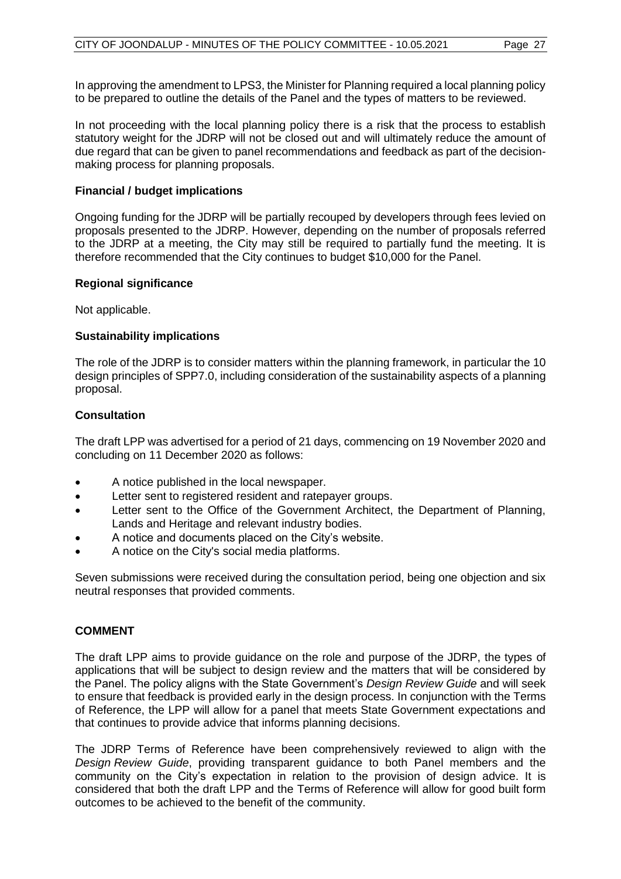In approving the amendment to LPS3, the Minister for Planning required a local planning policy to be prepared to outline the details of the Panel and the types of matters to be reviewed.

In not proceeding with the local planning policy there is a risk that the process to establish statutory weight for the JDRP will not be closed out and will ultimately reduce the amount of due regard that can be given to panel recommendations and feedback as part of the decision-making process for planning proposals.

**Financial / budget implications**

Ongoing funding for the JDRP will be partially recouped by developers through fees levied on proposals presented to the JDRP. However, depending on the number of proposals referred to the JDRP at a meeting, the City may still be required to partially fund the meeting. It is therefore recommended that the City continues to budget $10,000 for the Panel.

**Regional significance**

Not applicable.

**Sustainability implications**

The role of the JDRP is to consider matters within the planning framework, in particular the 10 design principles of SPP7.0, including consideration of the sustainability aspects of a planning proposal.

**Consultation**

The draft LPP was advertised for a period of 21 days, commencing on 19 November 2020 and concluding on 11 December 2020 as follows:

- A notice published in the local newspaper.
- Letter sent to registered resident and ratepayer groups.
- Letter sent to the Office of the Government Architect, the Department of Planning, Lands and Heritage and relevant industry bodies.
- A notice and documents placed on the City's website.
- A notice on the City's social media platforms.

Seven submissions were received during the consultation period, being one objection and six neutral responses that provided comments.

## COMMENT

The draft LPP aims to provide guidance on the role and purpose of the JDRP, the types of applications that will be subject to design review and the matters that will be considered by the Panel. The policy aligns with the State Government's *Design Review Guide* and will seek to ensure that feedback is provided early in the design process. In conjunction with the Terms of Reference, the LPP will allow for a panel that meets State Government expectations and that continues to provide advice that informs planning decisions.

The JDRP Terms of Reference have been comprehensively reviewed to align with the *Design Review Guide*, providing transparent guidance to both Panel members and the community on the City's expectation in relation to the provision of design advice. It is considered that both the draft LPP and the Terms of Reference will allow for good built form outcomes to be achieved to the benefit of the community.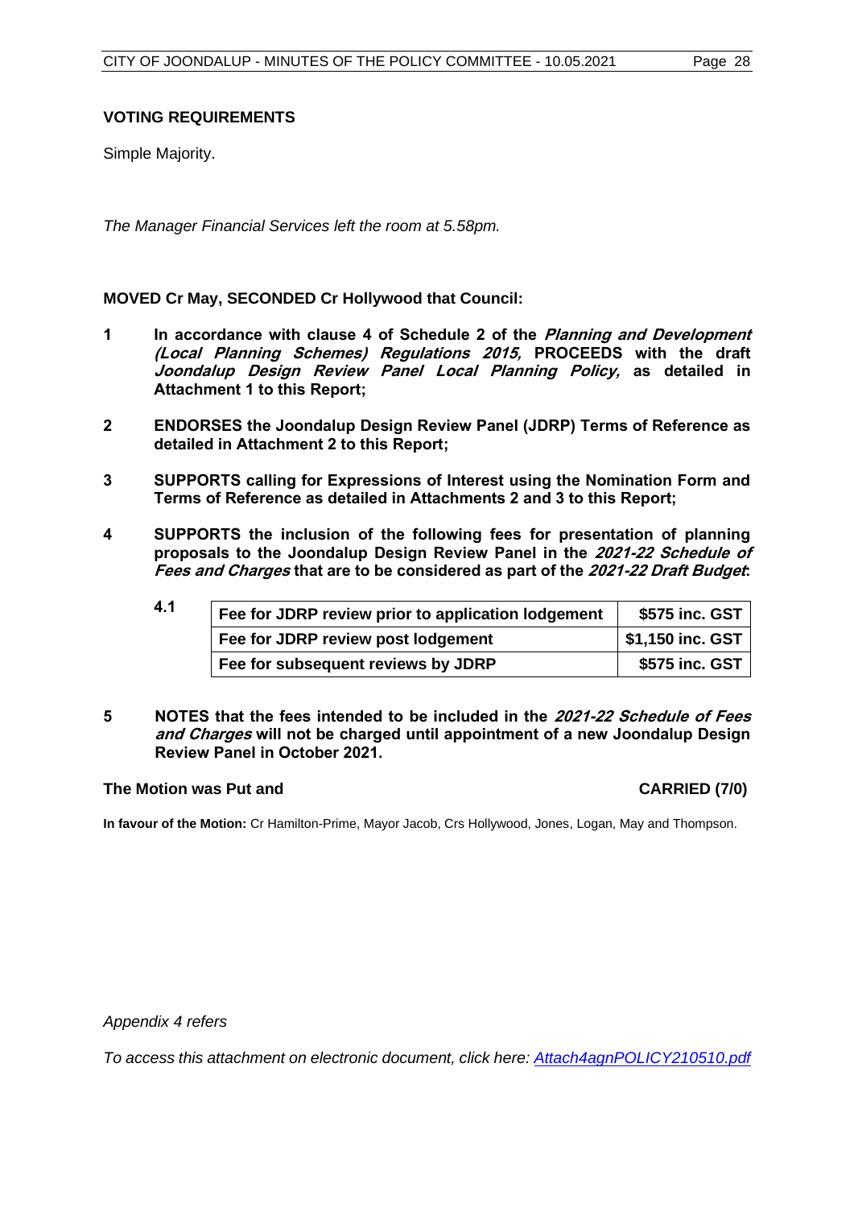**VOTING REQUIREMENTS**

Simple Majority.

*The Manager Financial Services left the room at 5.58pm.*

**MOVED Cr May, SECONDED Cr Hollywood that Council:**

**1** **In accordance with clause 4 of Schedule 2 of the *Planning and Development (Local Planning Schemes) Regulations 2015,* PROCEEDS with the draft *Joondalup Design Review Panel Local Planning Policy,* as detailed in Attachment 1 to this Report;**

**2** **ENDORSES the Joondalup Design Review Panel (JDRP) Terms of Reference as detailed in Attachment 2 to this Report;**

**3** **SUPPORTS calling for Expressions of Interest using the Nomination Form and Terms of Reference as detailed in Attachments 2 and 3 to this Report;**

**4** **SUPPORTS the inclusion of the following fees for presentation of planning proposals to the Joondalup Design Review Panel in the *2021-22 Schedule of Fees and Charges* that are to be considered as part of the *2021-22 Draft Budget*:**

**4.1**

| **Fee for JDRP review prior to application lodgement** | **$575 inc. GST** |
|---|---|
| **Fee for JDRP review post lodgement** | **$1,150 inc. GST** |
| **Fee for subsequent reviews by JDRP** | **$575 inc. GST** |

**5** **NOTES that the fees intended to be included in the *2021-22 Schedule of Fees and Charges* will not be charged until appointment of a new Joondalup Design Review Panel in October 2021.**

**The Motion was Put and** **CARRIED (7/0)**

**In favour of the Motion:** Cr Hamilton-Prime, Mayor Jacob, Crs Hollywood, Jones, Logan, May and Thompson.

*Appendix 4 refers*

*To access this attachment on electronic document, click here: [Attach4agnPOLICY210510.pdf](Attach4agnPOLICY210510.pdf)*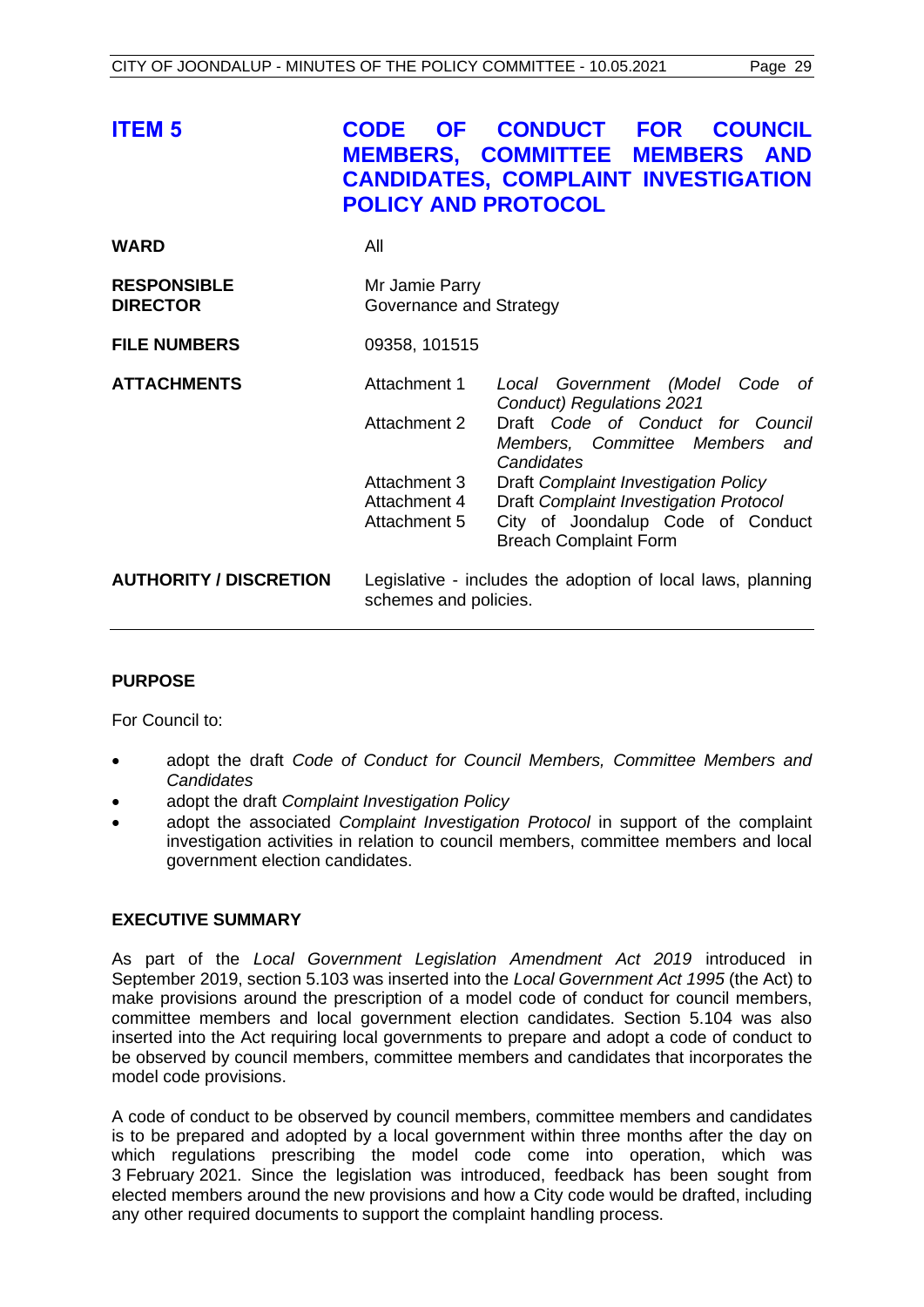## ITEM 5 CODE OF CONDUCT FOR COUNCIL MEMBERS, COMMITTEE MEMBERS AND CANDIDATES, COMPLAINT INVESTIGATION POLICY AND PROTOCOL

| | | |
|---|---|---|
| **WARD** | All | |
| **RESPONSIBLE DIRECTOR** | Mr Jamie Parry<br>Governance and Strategy | |
| **FILE NUMBERS** | 09358, 101515 | |
| **ATTACHMENTS** | Attachment 1 | *Local Government (Model Code of Conduct) Regulations 2021* |
| | Attachment 2 | Draft *Code of Conduct for Council Members, Committee Members and Candidates* |
| | Attachment 3 | Draft *Complaint Investigation Policy* |
| | Attachment 4 | Draft *Complaint Investigation Protocol* |
| | Attachment 5 | City of Joondalup Code of Conduct Breach Complaint Form |
| **AUTHORITY / DISCRETION** | Legislative - includes the adoption of local laws, planning schemes and policies. | |

### PURPOSE

For Council to:

- adopt the draft *Code of Conduct for Council Members, Committee Members and Candidates*
- adopt the draft *Complaint Investigation Policy*
- adopt the associated *Complaint Investigation Protocol* in support of the complaint investigation activities in relation to council members, committee members and local government election candidates.

### EXECUTIVE SUMMARY

As part of the *Local Government Legislation Amendment Act 2019* introduced in September 2019, section 5.103 was inserted into the *Local Government Act 1995* (the Act) to make provisions around the prescription of a model code of conduct for council members, committee members and local government election candidates. Section 5.104 was also inserted into the Act requiring local governments to prepare and adopt a code of conduct to be observed by council members, committee members and candidates that incorporates the model code provisions.

A code of conduct to be observed by council members, committee members and candidates is to be prepared and adopted by a local government within three months after the day on which regulations prescribing the model code come into operation, which was 3 February 2021. Since the legislation was introduced, feedback has been sought from elected members around the new provisions and how a City code would be drafted, including any other required documents to support the complaint handling process.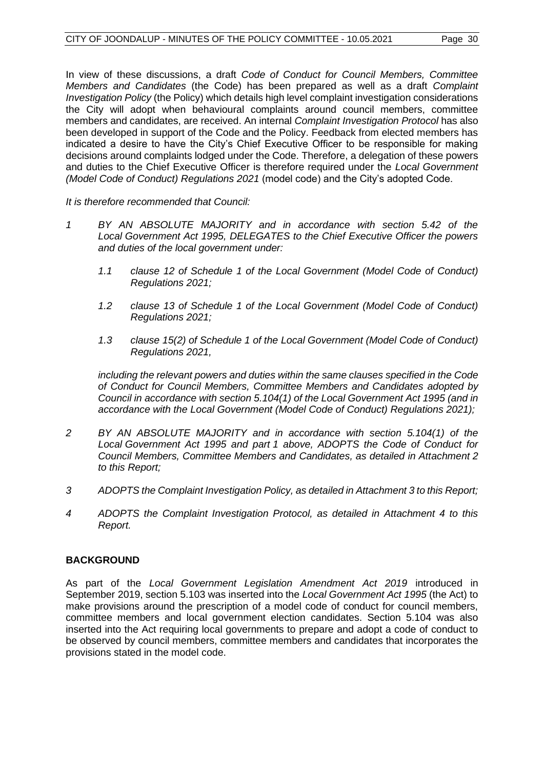In view of these discussions, a draft *Code of Conduct for Council Members, Committee Members and Candidates* (the Code) has been prepared as well as a draft *Complaint Investigation Policy* (the Policy) which details high level complaint investigation considerations the City will adopt when behavioural complaints around council members, committee members and candidates, are received. An internal *Complaint Investigation Protocol* has also been developed in support of the Code and the Policy. Feedback from elected members has indicated a desire to have the City's Chief Executive Officer to be responsible for making decisions around complaints lodged under the Code. Therefore, a delegation of these powers and duties to the Chief Executive Officer is therefore required under the *Local Government (Model Code of Conduct) Regulations 2021* (model code) and the City's adopted Code.

*It is therefore recommended that Council:*

*1 BY AN ABSOLUTE MAJORITY and in accordance with section 5.42 of the Local Government Act 1995, DELEGATES to the Chief Executive Officer the powers and duties of the local government under:*

*1.1 clause 12 of Schedule 1 of the Local Government (Model Code of Conduct) Regulations 2021;*

*1.2 clause 13 of Schedule 1 of the Local Government (Model Code of Conduct) Regulations 2021;*

*1.3 clause 15(2) of Schedule 1 of the Local Government (Model Code of Conduct) Regulations 2021,*

*including the relevant powers and duties within the same clauses specified in the Code of Conduct for Council Members, Committee Members and Candidates adopted by Council in accordance with section 5.104(1) of the Local Government Act 1995 (and in accordance with the Local Government (Model Code of Conduct) Regulations 2021);*

*2 BY AN ABSOLUTE MAJORITY and in accordance with section 5.104(1) of the Local Government Act 1995 and part 1 above, ADOPTS the Code of Conduct for Council Members, Committee Members and Candidates, as detailed in Attachment 2 to this Report;*

*3 ADOPTS the Complaint Investigation Policy, as detailed in Attachment 3 to this Report;*

*4 ADOPTS the Complaint Investigation Protocol, as detailed in Attachment 4 to this Report.*

## BACKGROUND

As part of the *Local Government Legislation Amendment Act 2019* introduced in September 2019, section 5.103 was inserted into the *Local Government Act 1995* (the Act) to make provisions around the prescription of a model code of conduct for council members, committee members and local government election candidates. Section 5.104 was also inserted into the Act requiring local governments to prepare and adopt a code of conduct to be observed by council members, committee members and candidates that incorporates the provisions stated in the model code.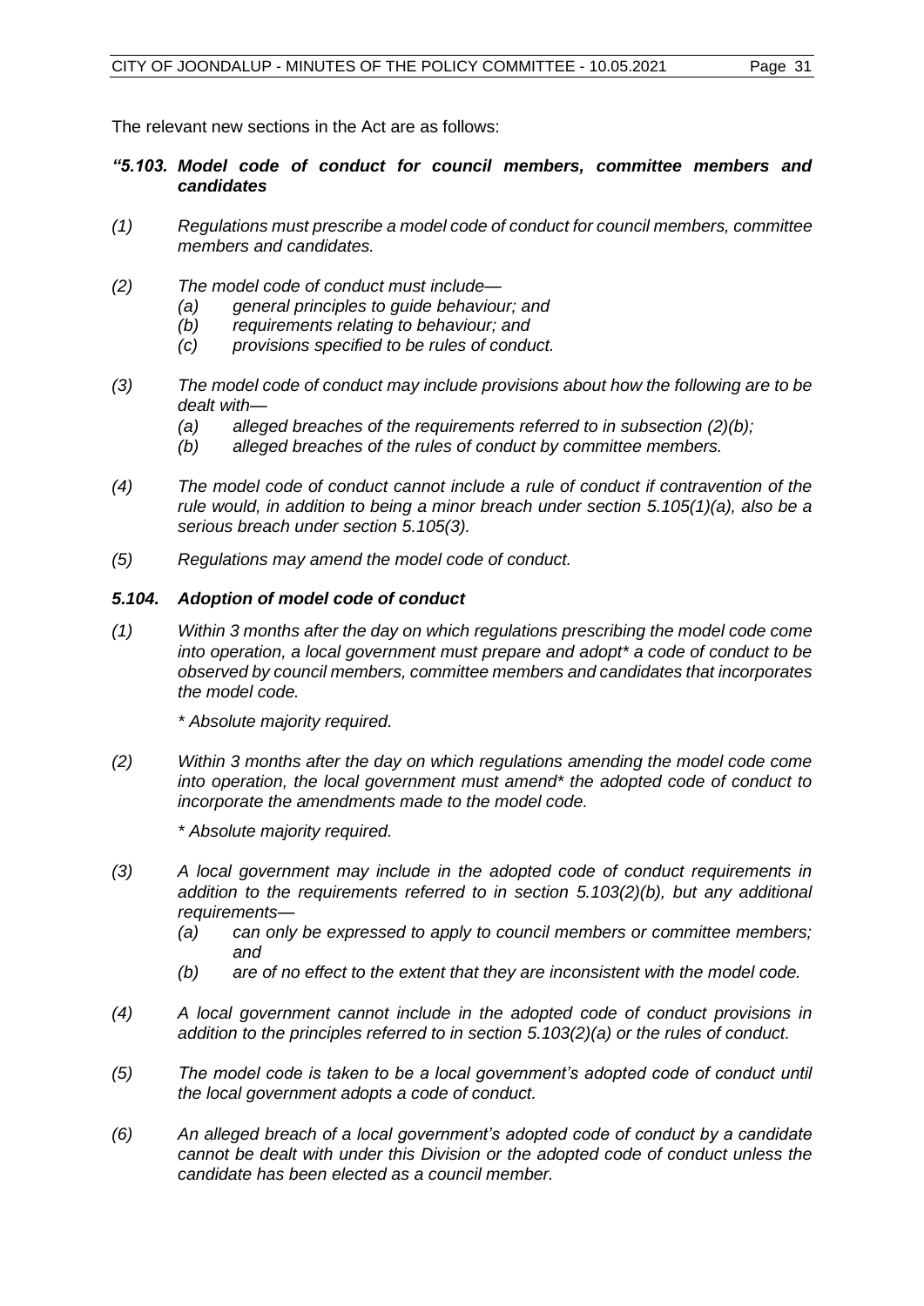The relevant new sections in the Act are as follows:

***"5.103. Model code of conduct for council members, committee members and candidates***

*(1) Regulations must prescribe a model code of conduct for council members, committee members and candidates.*

*(2) The model code of conduct must include—*
- *(a) general principles to guide behaviour; and*
- *(b) requirements relating to behaviour; and*
- *(c) provisions specified to be rules of conduct.*

*(3) The model code of conduct may include provisions about how the following are to be dealt with—*
- *(a) alleged breaches of the requirements referred to in subsection (2)(b);*
- *(b) alleged breaches of the rules of conduct by committee members.*

*(4) The model code of conduct cannot include a rule of conduct if contravention of the rule would, in addition to being a minor breach under section 5.105(1)(a), also be a serious breach under section 5.105(3).*

*(5) Regulations may amend the model code of conduct.*

***5.104. Adoption of model code of conduct***

*(1) Within 3 months after the day on which regulations prescribing the model code come into operation, a local government must prepare and adopt* a code of conduct to be observed by council members, committee members and candidates that incorporates the model code.*

*\* Absolute majority required.*

*(2) Within 3 months after the day on which regulations amending the model code come into operation, the local government must amend* the adopted code of conduct to incorporate the amendments made to the model code.*

*\* Absolute majority required.*

*(3) A local government may include in the adopted code of conduct requirements in addition to the requirements referred to in section 5.103(2)(b), but any additional requirements—*
- *(a) can only be expressed to apply to council members or committee members; and*
- *(b) are of no effect to the extent that they are inconsistent with the model code.*

*(4) A local government cannot include in the adopted code of conduct provisions in addition to the principles referred to in section 5.103(2)(a) or the rules of conduct.*

*(5) The model code is taken to be a local government's adopted code of conduct until the local government adopts a code of conduct.*

*(6) An alleged breach of a local government's adopted code of conduct by a candidate cannot be dealt with under this Division or the adopted code of conduct unless the candidate has been elected as a council member.*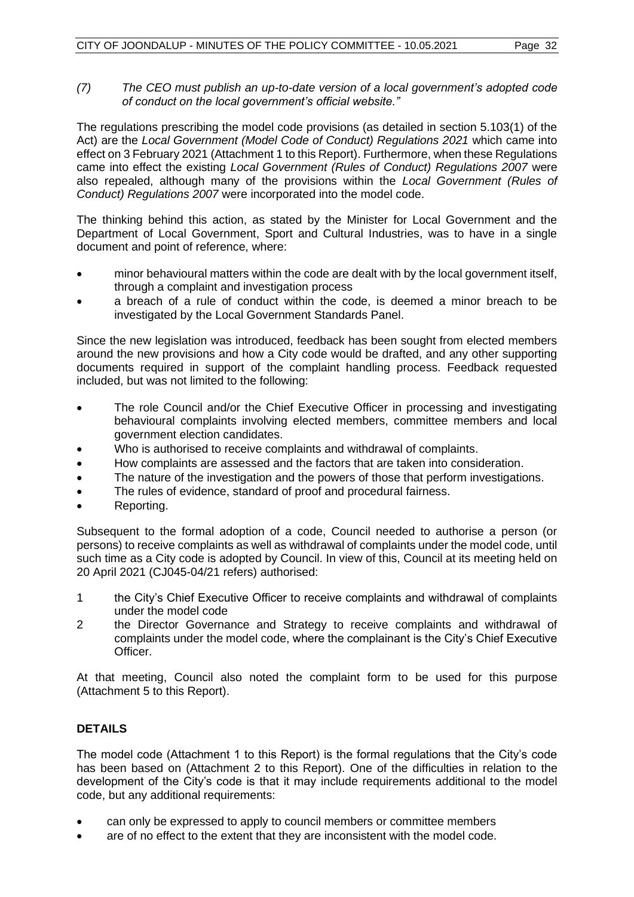*(7) The CEO must publish an up-to-date version of a local government's adopted code of conduct on the local government's official website."*

The regulations prescribing the model code provisions (as detailed in section 5.103(1) of the Act) are the *Local Government (Model Code of Conduct) Regulations 2021* which came into effect on 3 February 2021 (Attachment 1 to this Report). Furthermore, when these Regulations came into effect the existing *Local Government (Rules of Conduct) Regulations 2007* were also repealed, although many of the provisions within the *Local Government (Rules of Conduct) Regulations 2007* were incorporated into the model code.

The thinking behind this action, as stated by the Minister for Local Government and the Department of Local Government, Sport and Cultural Industries, was to have in a single document and point of reference, where:

- minor behavioural matters within the code are dealt with by the local government itself, through a complaint and investigation process
- a breach of a rule of conduct within the code, is deemed a minor breach to be investigated by the Local Government Standards Panel.

Since the new legislation was introduced, feedback has been sought from elected members around the new provisions and how a City code would be drafted, and any other supporting documents required in support of the complaint handling process. Feedback requested included, but was not limited to the following:

- The role Council and/or the Chief Executive Officer in processing and investigating behavioural complaints involving elected members, committee members and local government election candidates.
- Who is authorised to receive complaints and withdrawal of complaints.
- How complaints are assessed and the factors that are taken into consideration.
- The nature of the investigation and the powers of those that perform investigations.
- The rules of evidence, standard of proof and procedural fairness.
- Reporting.

Subsequent to the formal adoption of a code, Council needed to authorise a person (or persons) to receive complaints as well as withdrawal of complaints under the model code, until such time as a City code is adopted by Council. In view of this, Council at its meeting held on 20 April 2021 (CJ045-04/21 refers) authorised:

1. the City's Chief Executive Officer to receive complaints and withdrawal of complaints under the model code
2. the Director Governance and Strategy to receive complaints and withdrawal of complaints under the model code, where the complainant is the City's Chief Executive Officer.

At that meeting, Council also noted the complaint form to be used for this purpose (Attachment 5 to this Report).

## DETAILS

The model code (Attachment 1 to this Report) is the formal regulations that the City's code has been based on (Attachment 2 to this Report). One of the difficulties in relation to the development of the City's code is that it may include requirements additional to the model code, but any additional requirements:

- can only be expressed to apply to council members or committee members
- are of no effect to the extent that they are inconsistent with the model code.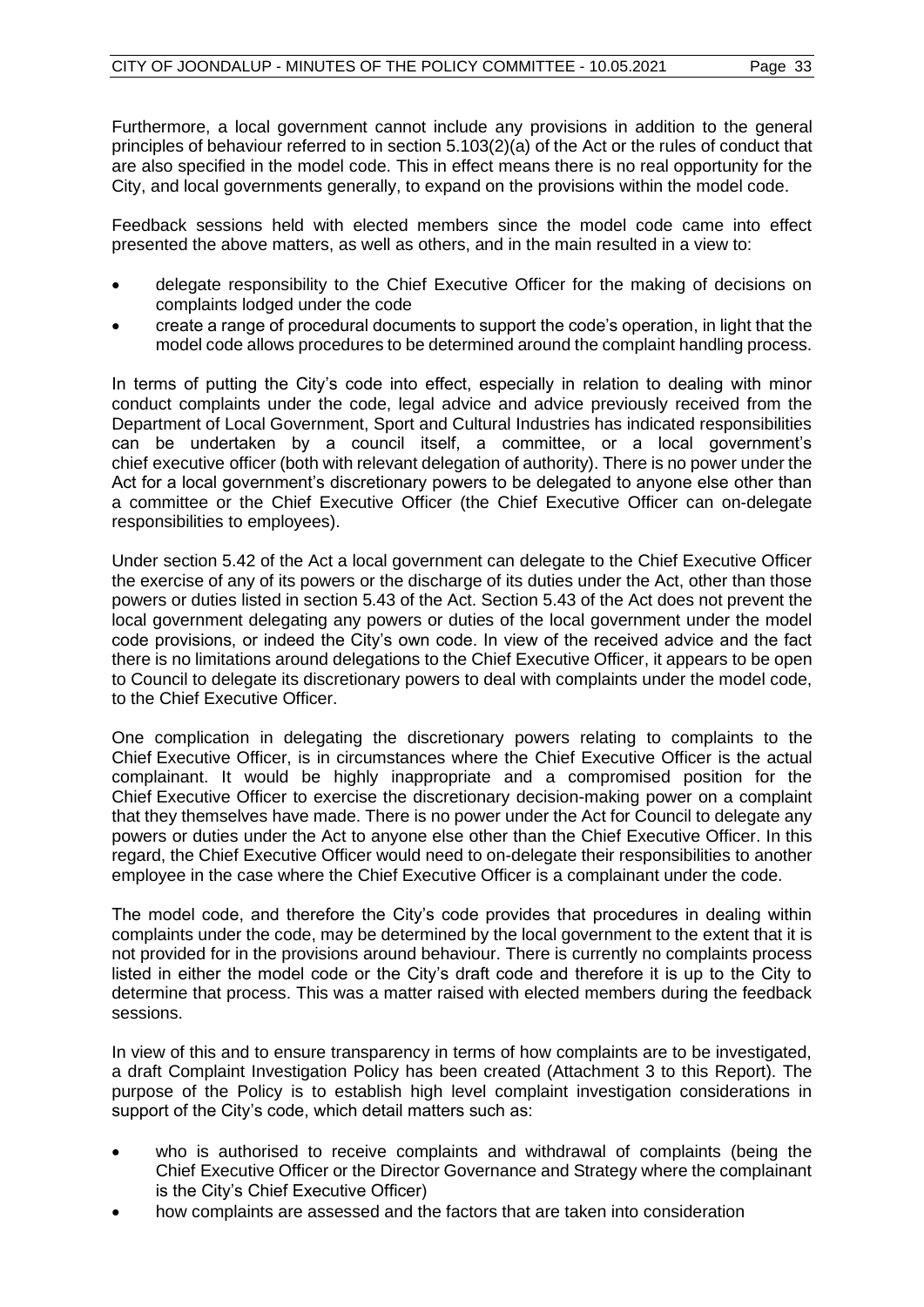Furthermore, a local government cannot include any provisions in addition to the general principles of behaviour referred to in section 5.103(2)(a) of the Act or the rules of conduct that are also specified in the model code. This in effect means there is no real opportunity for the City, and local governments generally, to expand on the provisions within the model code.

Feedback sessions held with elected members since the model code came into effect presented the above matters, as well as others, and in the main resulted in a view to:

- delegate responsibility to the Chief Executive Officer for the making of decisions on complaints lodged under the code
- create a range of procedural documents to support the code's operation, in light that the model code allows procedures to be determined around the complaint handling process.

In terms of putting the City's code into effect, especially in relation to dealing with minor conduct complaints under the code, legal advice and advice previously received from the Department of Local Government, Sport and Cultural Industries has indicated responsibilities can be undertaken by a council itself, a committee, or a local government's chief executive officer (both with relevant delegation of authority). There is no power under the Act for a local government's discretionary powers to be delegated to anyone else other than a committee or the Chief Executive Officer (the Chief Executive Officer can on-delegate responsibilities to employees).

Under section 5.42 of the Act a local government can delegate to the Chief Executive Officer the exercise of any of its powers or the discharge of its duties under the Act, other than those powers or duties listed in section 5.43 of the Act. Section 5.43 of the Act does not prevent the local government delegating any powers or duties of the local government under the model code provisions, or indeed the City's own code. In view of the received advice and the fact there is no limitations around delegations to the Chief Executive Officer, it appears to be open to Council to delegate its discretionary powers to deal with complaints under the model code, to the Chief Executive Officer.

One complication in delegating the discretionary powers relating to complaints to the Chief Executive Officer, is in circumstances where the Chief Executive Officer is the actual complainant. It would be highly inappropriate and a compromised position for the Chief Executive Officer to exercise the discretionary decision-making power on a complaint that they themselves have made. There is no power under the Act for Council to delegate any powers or duties under the Act to anyone else other than the Chief Executive Officer. In this regard, the Chief Executive Officer would need to on-delegate their responsibilities to another employee in the case where the Chief Executive Officer is a complainant under the code.

The model code, and therefore the City's code provides that procedures in dealing within complaints under the code, may be determined by the local government to the extent that it is not provided for in the provisions around behaviour. There is currently no complaints process listed in either the model code or the City's draft code and therefore it is up to the City to determine that process. This was a matter raised with elected members during the feedback sessions.

In view of this and to ensure transparency in terms of how complaints are to be investigated, a draft Complaint Investigation Policy has been created (Attachment 3 to this Report). The purpose of the Policy is to establish high level complaint investigation considerations in support of the City's code, which detail matters such as:

- who is authorised to receive complaints and withdrawal of complaints (being the Chief Executive Officer or the Director Governance and Strategy where the complainant is the City's Chief Executive Officer)
- how complaints are assessed and the factors that are taken into consideration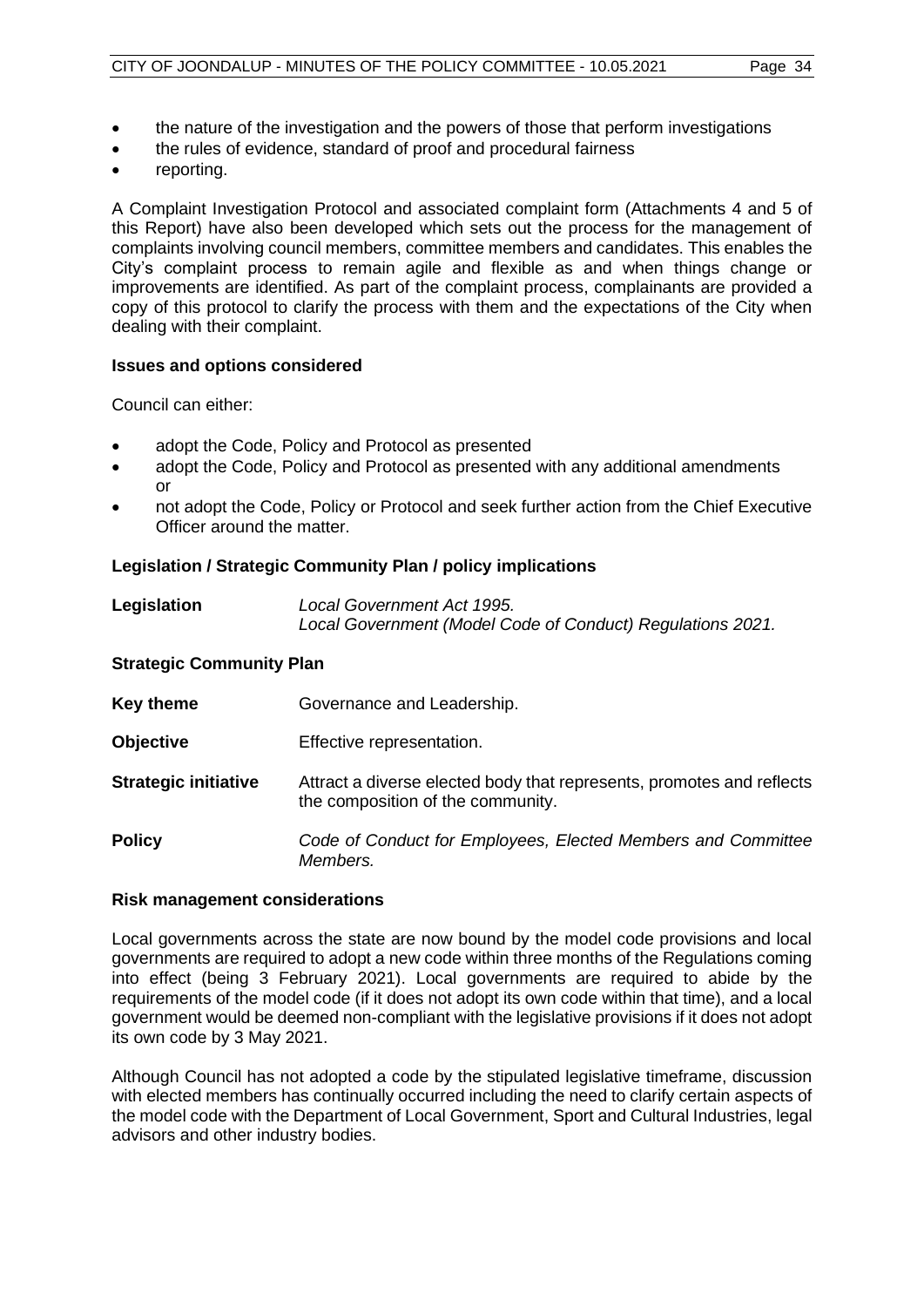- the nature of the investigation and the powers of those that perform investigations
- the rules of evidence, standard of proof and procedural fairness
- reporting.

A Complaint Investigation Protocol and associated complaint form (Attachments 4 and 5 of this Report) have also been developed which sets out the process for the management of complaints involving council members, committee members and candidates. This enables the City's complaint process to remain agile and flexible as and when things change or improvements are identified. As part of the complaint process, complainants are provided a copy of this protocol to clarify the process with them and the expectations of the City when dealing with their complaint.

**Issues and options considered**

Council can either:

- adopt the Code, Policy and Protocol as presented
- adopt the Code, Policy and Protocol as presented with any additional amendments or
- not adopt the Code, Policy or Protocol and seek further action from the Chief Executive Officer around the matter.

**Legislation / Strategic Community Plan / policy implications**

| | |
|---|---|
| **Legislation** | *Local Government Act 1995.*<br>*Local Government (Model Code of Conduct) Regulations 2021.* |

**Strategic Community Plan**

| | |
|---|---|
| **Key theme** | Governance and Leadership. |
| **Objective** | Effective representation. |
| **Strategic initiative** | Attract a diverse elected body that represents, promotes and reflects the composition of the community. |
| **Policy** | *Code of Conduct for Employees, Elected Members and Committee Members.* |

**Risk management considerations**

Local governments across the state are now bound by the model code provisions and local governments are required to adopt a new code within three months of the Regulations coming into effect (being 3 February 2021). Local governments are required to abide by the requirements of the model code (if it does not adopt its own code within that time), and a local government would be deemed non-compliant with the legislative provisions if it does not adopt its own code by 3 May 2021.

Although Council has not adopted a code by the stipulated legislative timeframe, discussion with elected members has continually occurred including the need to clarify certain aspects of the model code with the Department of Local Government, Sport and Cultural Industries, legal advisors and other industry bodies.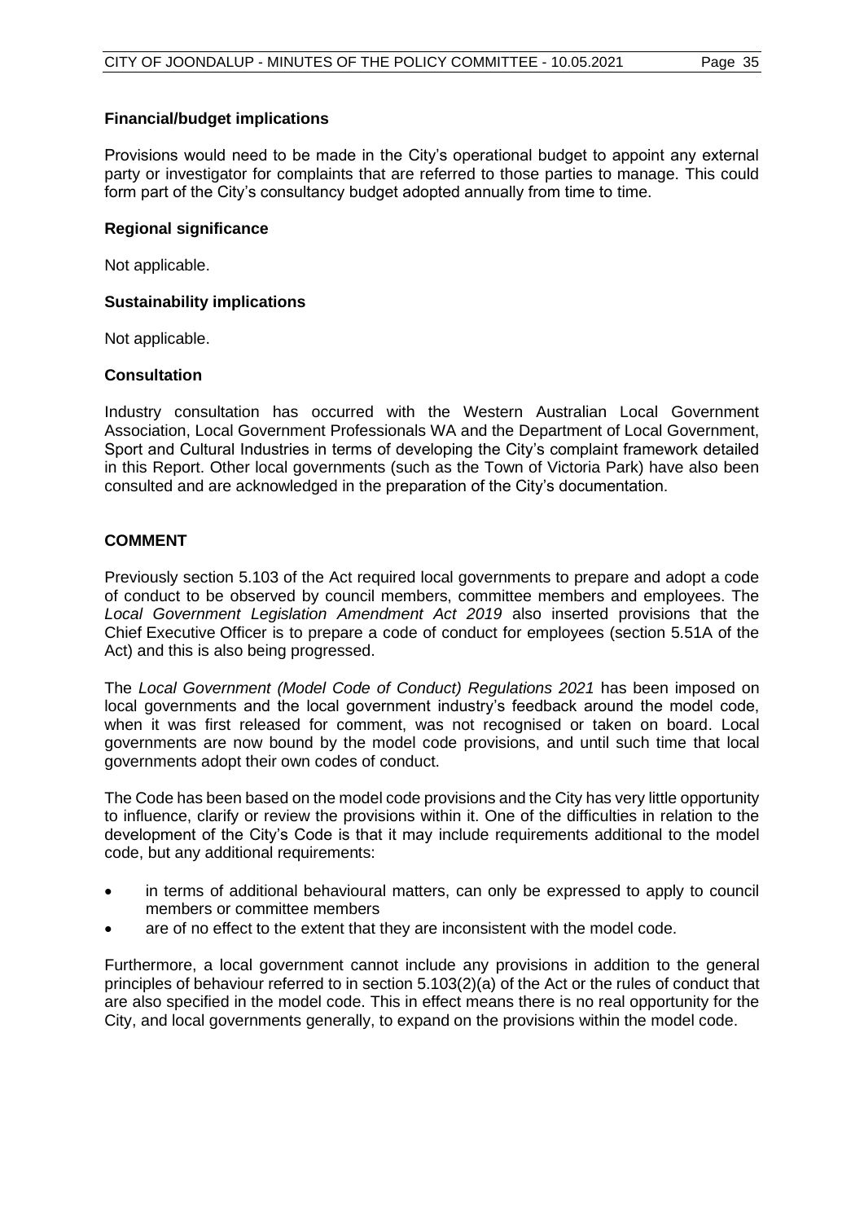**Financial/budget implications**

Provisions would need to be made in the City's operational budget to appoint any external party or investigator for complaints that are referred to those parties to manage. This could form part of the City's consultancy budget adopted annually from time to time.

**Regional significance**

Not applicable.

**Sustainability implications**

Not applicable.

**Consultation**

Industry consultation has occurred with the Western Australian Local Government Association, Local Government Professionals WA and the Department of Local Government, Sport and Cultural Industries in terms of developing the City's complaint framework detailed in this Report. Other local governments (such as the Town of Victoria Park) have also been consulted and are acknowledged in the preparation of the City's documentation.

**COMMENT**

Previously section 5.103 of the Act required local governments to prepare and adopt a code of conduct to be observed by council members, committee members and employees. The *Local Government Legislation Amendment Act 2019* also inserted provisions that the Chief Executive Officer is to prepare a code of conduct for employees (section 5.51A of the Act) and this is also being progressed.

The *Local Government (Model Code of Conduct) Regulations 2021* has been imposed on local governments and the local government industry's feedback around the model code, when it was first released for comment, was not recognised or taken on board. Local governments are now bound by the model code provisions, and until such time that local governments adopt their own codes of conduct.

The Code has been based on the model code provisions and the City has very little opportunity to influence, clarify or review the provisions within it. One of the difficulties in relation to the development of the City's Code is that it may include requirements additional to the model code, but any additional requirements:

- in terms of additional behavioural matters, can only be expressed to apply to council members or committee members
- are of no effect to the extent that they are inconsistent with the model code.

Furthermore, a local government cannot include any provisions in addition to the general principles of behaviour referred to in section 5.103(2)(a) of the Act or the rules of conduct that are also specified in the model code. This in effect means there is no real opportunity for the City, and local governments generally, to expand on the provisions within the model code.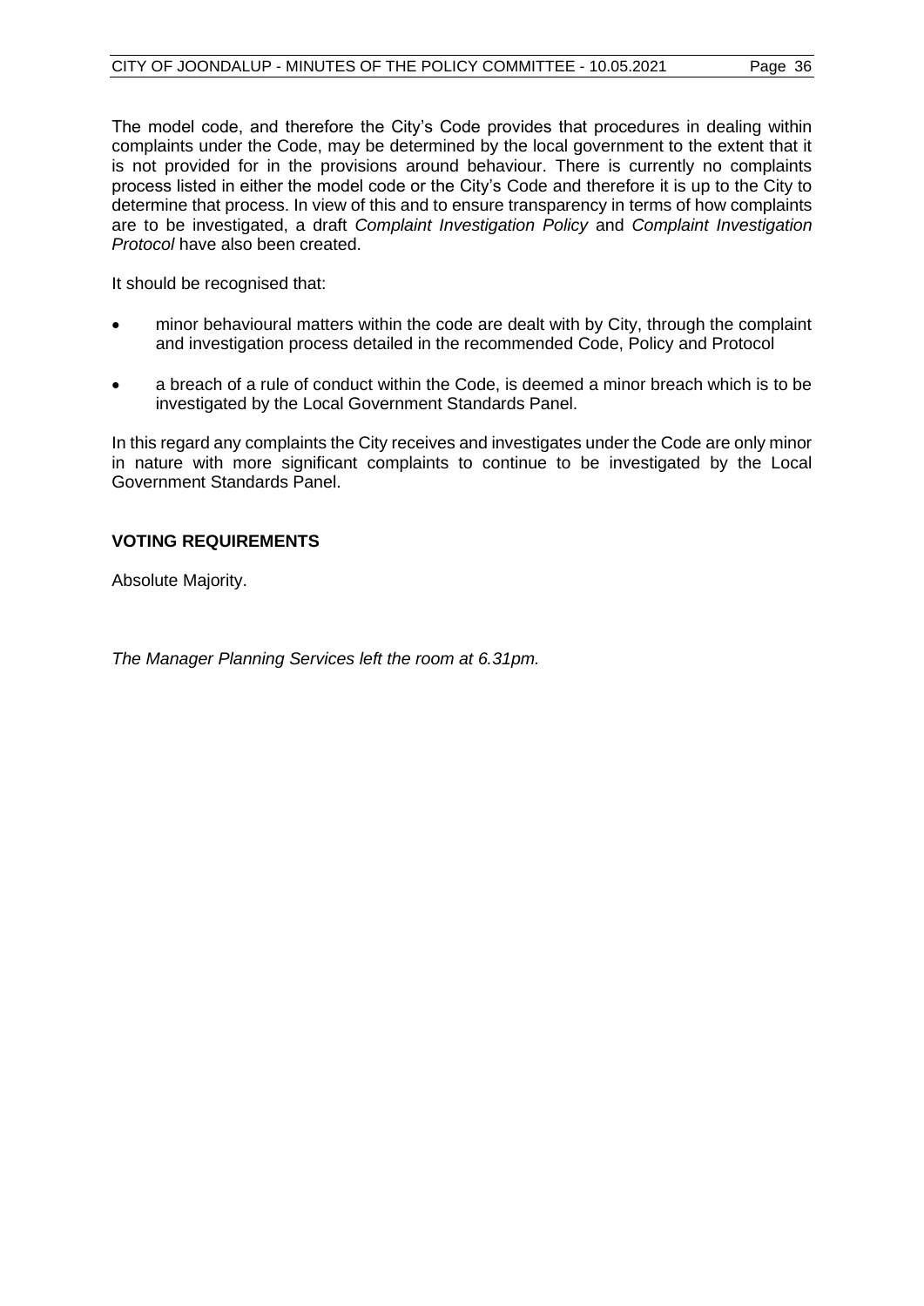The model code, and therefore the City's Code provides that procedures in dealing within complaints under the Code, may be determined by the local government to the extent that it is not provided for in the provisions around behaviour. There is currently no complaints process listed in either the model code or the City's Code and therefore it is up to the City to determine that process. In view of this and to ensure transparency in terms of how complaints are to be investigated, a draft *Complaint Investigation Policy* and *Complaint Investigation Protocol* have also been created.

It should be recognised that:

- minor behavioural matters within the code are dealt with by City, through the complaint and investigation process detailed in the recommended Code, Policy and Protocol
- a breach of a rule of conduct within the Code, is deemed a minor breach which is to be investigated by the Local Government Standards Panel.

In this regard any complaints the City receives and investigates under the Code are only minor in nature with more significant complaints to continue to be investigated by the Local Government Standards Panel.

## VOTING REQUIREMENTS

Absolute Majority.

*The Manager Planning Services left the room at 6.31pm.*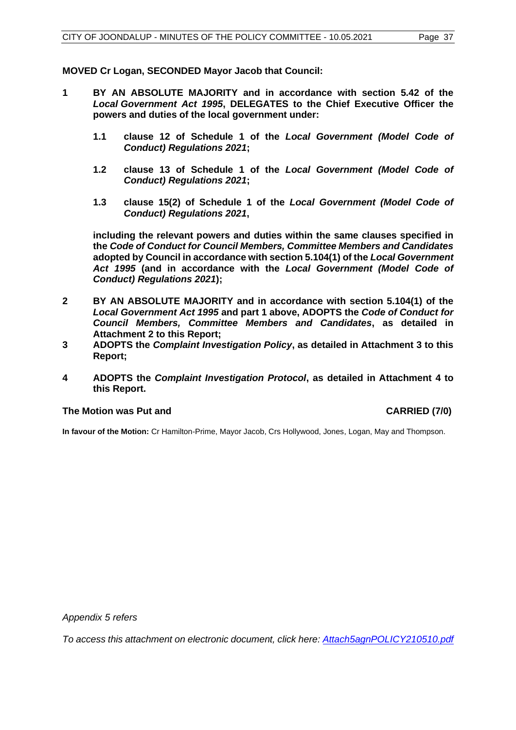**MOVED Cr Logan, SECONDED Mayor Jacob that Council:**

**1 BY AN ABSOLUTE MAJORITY and in accordance with section 5.42 of the *Local Government Act 1995*, DELEGATES to the Chief Executive Officer the powers and duties of the local government under:**

**1.1 clause 12 of Schedule 1 of the *Local Government (Model Code of Conduct) Regulations 2021*;**

**1.2 clause 13 of Schedule 1 of the *Local Government (Model Code of Conduct) Regulations 2021*;**

**1.3 clause 15(2) of Schedule 1 of the *Local Government (Model Code of Conduct) Regulations 2021*,**

**including the relevant powers and duties within the same clauses specified in the *Code of Conduct for Council Members, Committee Members and Candidates* adopted by Council in accordance with section 5.104(1) of the *Local Government Act 1995* (and in accordance with the *Local Government (Model Code of Conduct) Regulations 2021*);**

**2 BY AN ABSOLUTE MAJORITY and in accordance with section 5.104(1) of the *Local Government Act 1995* and part 1 above, ADOPTS the *Code of Conduct for Council Members, Committee Members and Candidates*, as detailed in Attachment 2 to this Report;**

**3 ADOPTS the *Complaint Investigation Policy*, as detailed in Attachment 3 to this Report;**

**4 ADOPTS the *Complaint Investigation Protocol*, as detailed in Attachment 4 to this Report.**

**The Motion was Put and CARRIED (7/0)**

**In favour of the Motion:** Cr Hamilton-Prime, Mayor Jacob, Crs Hollywood, Jones, Logan, May and Thompson.

*Appendix 5 refers*

*To access this attachment on electronic document, click here: Attach5agnPOLICY210510.pdf*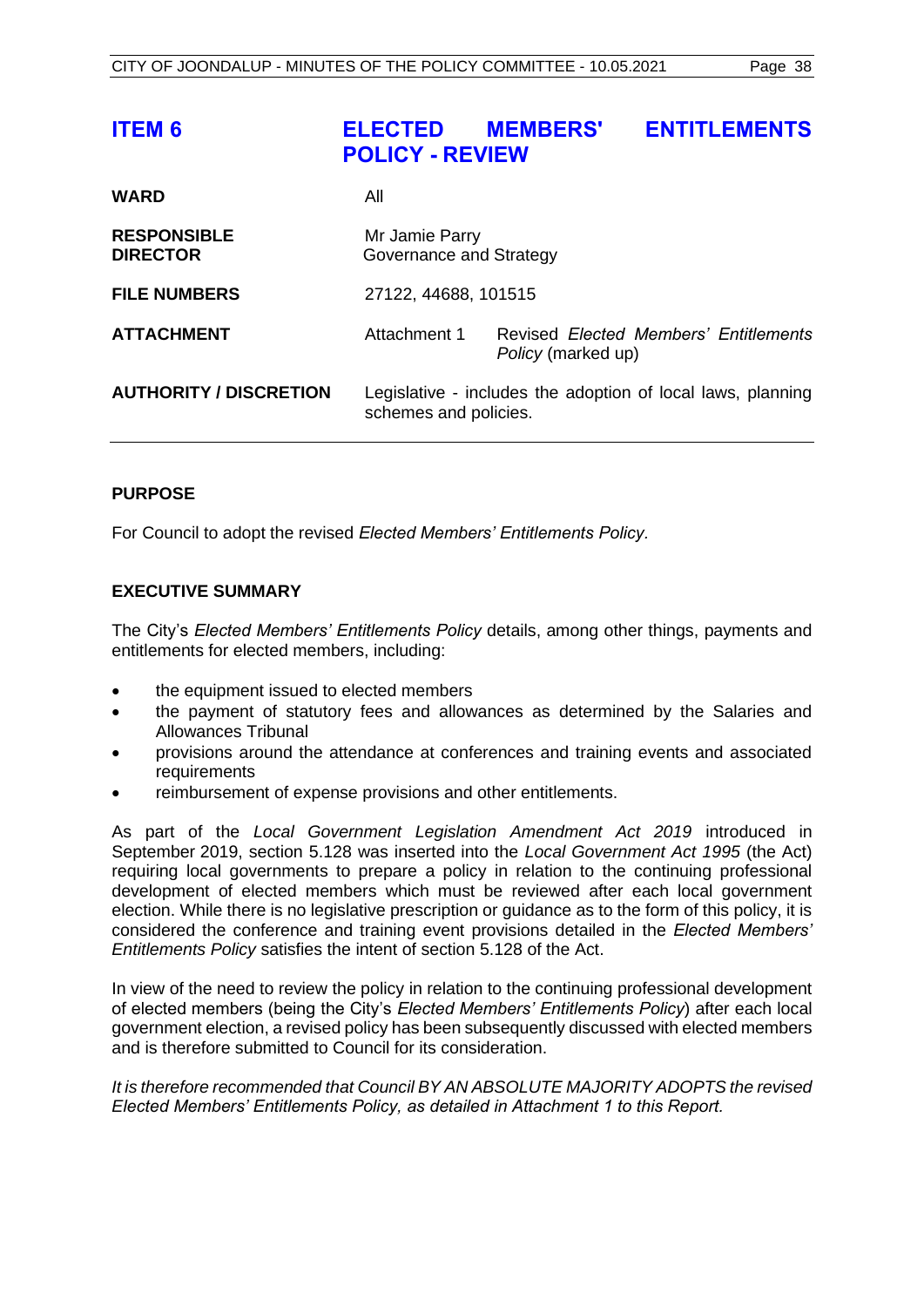# ITEM 6 ELECTED MEMBERS' ENTITLEMENTS POLICY - REVIEW

| | | |
|---|---|---|
| **WARD** | All | |
| **RESPONSIBLE DIRECTOR** | Mr Jamie Parry<br>Governance and Strategy | |
| **FILE NUMBERS** | 27122, 44688, 101515 | |
| **ATTACHMENT** | Attachment 1 | Revised *Elected Members' Entitlements Policy* (marked up) |
| **AUTHORITY / DISCRETION** | Legislative - includes the adoption of local laws, planning schemes and policies. | |

## PURPOSE

For Council to adopt the revised *Elected Members' Entitlements Policy*.

## EXECUTIVE SUMMARY

The City's *Elected Members' Entitlements Policy* details, among other things, payments and entitlements for elected members, including:

- the equipment issued to elected members
- the payment of statutory fees and allowances as determined by the Salaries and Allowances Tribunal
- provisions around the attendance at conferences and training events and associated requirements
- reimbursement of expense provisions and other entitlements.

As part of the *Local Government Legislation Amendment Act 2019* introduced in September 2019, section 5.128 was inserted into the *Local Government Act 1995* (the Act) requiring local governments to prepare a policy in relation to the continuing professional development of elected members which must be reviewed after each local government election. While there is no legislative prescription or guidance as to the form of this policy, it is considered the conference and training event provisions detailed in the *Elected Members' Entitlements Policy* satisfies the intent of section 5.128 of the Act.

In view of the need to review the policy in relation to the continuing professional development of elected members (being the City's *Elected Members' Entitlements Policy*) after each local government election, a revised policy has been subsequently discussed with elected members and is therefore submitted to Council for its consideration.

*It is therefore recommended that Council BY AN ABSOLUTE MAJORITY ADOPTS the revised Elected Members' Entitlements Policy, as detailed in Attachment 1 to this Report.*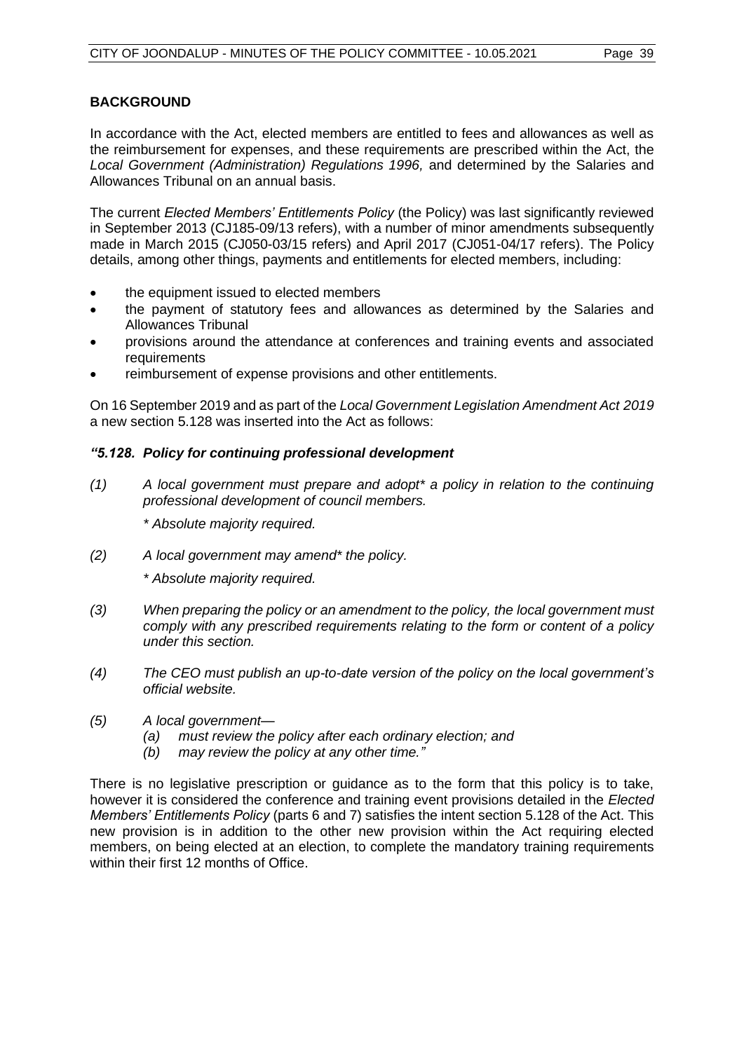## BACKGROUND

In accordance with the Act, elected members are entitled to fees and allowances as well as the reimbursement for expenses, and these requirements are prescribed within the Act, the *Local Government (Administration) Regulations 1996,* and determined by the Salaries and Allowances Tribunal on an annual basis.

The current *Elected Members' Entitlements Policy* (the Policy) was last significantly reviewed in September 2013 (CJ185-09/13 refers), with a number of minor amendments subsequently made in March 2015 (CJ050-03/15 refers) and April 2017 (CJ051-04/17 refers). The Policy details, among other things, payments and entitlements for elected members, including:

- the equipment issued to elected members
- the payment of statutory fees and allowances as determined by the Salaries and Allowances Tribunal
- provisions around the attendance at conferences and training events and associated requirements
- reimbursement of expense provisions and other entitlements.

On 16 September 2019 and as part of the *Local Government Legislation Amendment Act 2019* a new section 5.128 was inserted into the Act as follows:

***"5.128. Policy for continuing professional development***

*(1) A local government must prepare and adopt\* a policy in relation to the continuing professional development of council members.*

*\* Absolute majority required.*

*(2) A local government may amend\* the policy.*

*\* Absolute majority required.*

*(3) When preparing the policy or an amendment to the policy, the local government must comply with any prescribed requirements relating to the form or content of a policy under this section.*

*(4) The CEO must publish an up-to-date version of the policy on the local government's official website.*

*(5) A local government—*
*(a) must review the policy after each ordinary election; and*
*(b) may review the policy at any other time."*

There is no legislative prescription or guidance as to the form that this policy is to take, however it is considered the conference and training event provisions detailed in the *Elected Members' Entitlements Policy* (parts 6 and 7) satisfies the intent section 5.128 of the Act. This new provision is in addition to the other new provision within the Act requiring elected members, on being elected at an election, to complete the mandatory training requirements within their first 12 months of Office.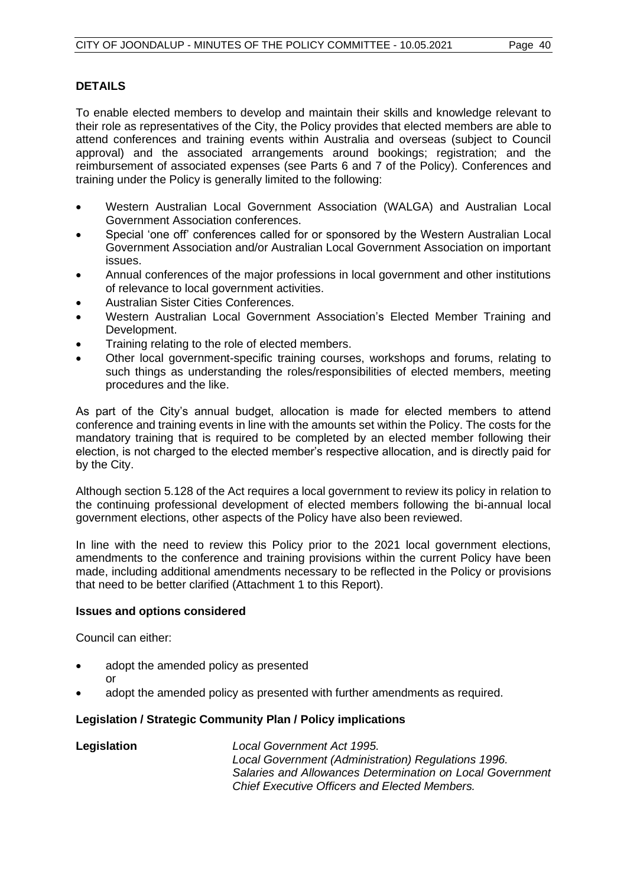## DETAILS

To enable elected members to develop and maintain their skills and knowledge relevant to their role as representatives of the City, the Policy provides that elected members are able to attend conferences and training events within Australia and overseas (subject to Council approval) and the associated arrangements around bookings; registration; and the reimbursement of associated expenses (see Parts 6 and 7 of the Policy). Conferences and training under the Policy is generally limited to the following:

- Western Australian Local Government Association (WALGA) and Australian Local Government Association conferences.
- Special 'one off' conferences called for or sponsored by the Western Australian Local Government Association and/or Australian Local Government Association on important issues.
- Annual conferences of the major professions in local government and other institutions of relevance to local government activities.
- Australian Sister Cities Conferences.
- Western Australian Local Government Association's Elected Member Training and Development.
- Training relating to the role of elected members.
- Other local government-specific training courses, workshops and forums, relating to such things as understanding the roles/responsibilities of elected members, meeting procedures and the like.

As part of the City's annual budget, allocation is made for elected members to attend conference and training events in line with the amounts set within the Policy. The costs for the mandatory training that is required to be completed by an elected member following their election, is not charged to the elected member's respective allocation, and is directly paid for by the City.

Although section 5.128 of the Act requires a local government to review its policy in relation to the continuing professional development of elected members following the bi-annual local government elections, other aspects of the Policy have also been reviewed.

In line with the need to review this Policy prior to the 2021 local government elections, amendments to the conference and training provisions within the current Policy have been made, including additional amendments necessary to be reflected in the Policy or provisions that need to be better clarified (Attachment 1 to this Report).

### Issues and options considered

Council can either:

- adopt the amended policy as presented
  or
- adopt the amended policy as presented with further amendments as required.

### Legislation / Strategic Community Plan / Policy implications

**Legislation** *Local Government Act 1995.*
*Local Government (Administration) Regulations 1996.*
*Salaries and Allowances Determination on Local Government Chief Executive Officers and Elected Members.*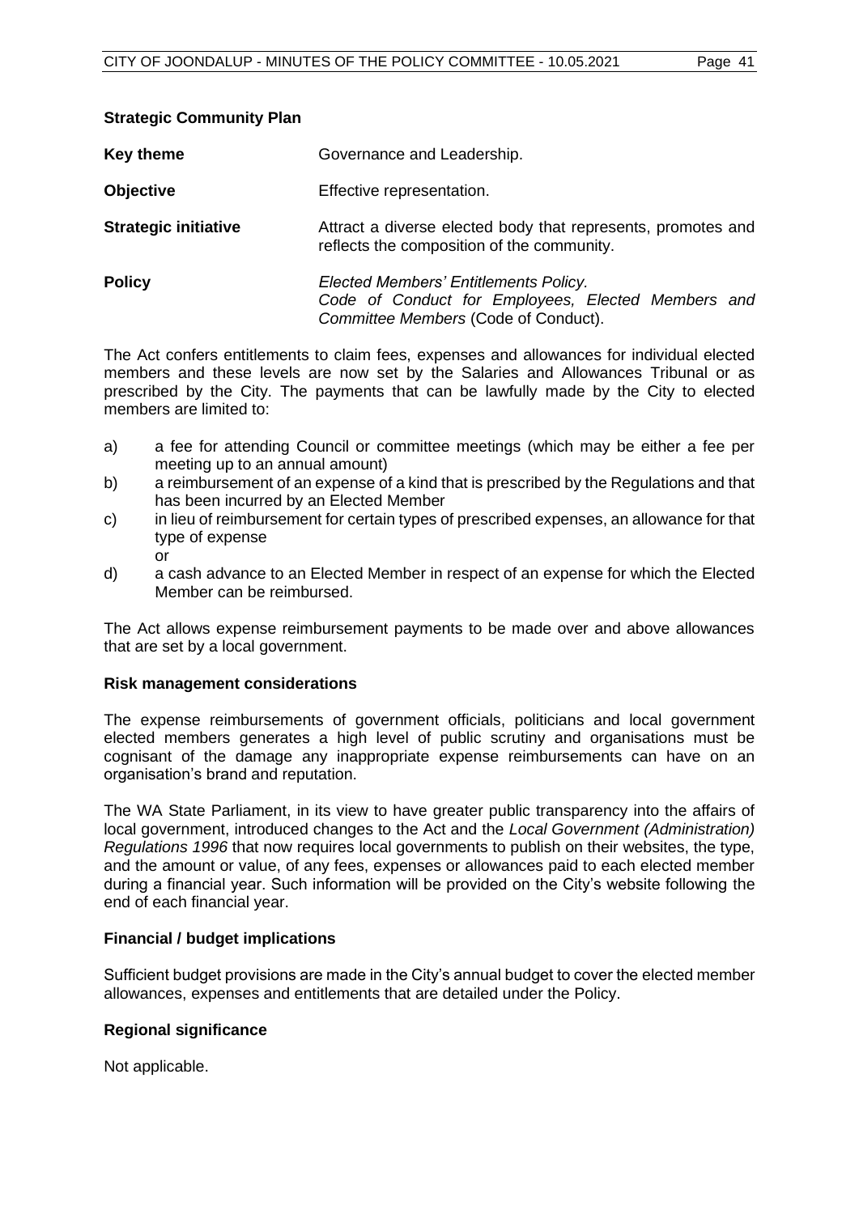**Strategic Community Plan**

| | |
|---|---|
| **Key theme** | Governance and Leadership. |
| **Objective** | Effective representation. |
| **Strategic initiative** | Attract a diverse elected body that represents, promotes and reflects the composition of the community. |
| **Policy** | *Elected Members' Entitlements Policy.* *Code of Conduct for Employees, Elected Members and Committee Members* (Code of Conduct). |

The Act confers entitlements to claim fees, expenses and allowances for individual elected members and these levels are now set by the Salaries and Allowances Tribunal or as prescribed by the City. The payments that can be lawfully made by the City to elected members are limited to:

a) a fee for attending Council or committee meetings (which may be either a fee per meeting up to an annual amount)
b) a reimbursement of an expense of a kind that is prescribed by the Regulations and that has been incurred by an Elected Member
c) in lieu of reimbursement for certain types of prescribed expenses, an allowance for that type of expense
or
d) a cash advance to an Elected Member in respect of an expense for which the Elected Member can be reimbursed.

The Act allows expense reimbursement payments to be made over and above allowances that are set by a local government.

**Risk management considerations**

The expense reimbursements of government officials, politicians and local government elected members generates a high level of public scrutiny and organisations must be cognisant of the damage any inappropriate expense reimbursements can have on an organisation's brand and reputation.

The WA State Parliament, in its view to have greater public transparency into the affairs of local government, introduced changes to the Act and the *Local Government (Administration) Regulations 1996* that now requires local governments to publish on their websites, the type, and the amount or value, of any fees, expenses or allowances paid to each elected member during a financial year. Such information will be provided on the City's website following the end of each financial year.

**Financial / budget implications**

Sufficient budget provisions are made in the City's annual budget to cover the elected member allowances, expenses and entitlements that are detailed under the Policy.

**Regional significance**

Not applicable.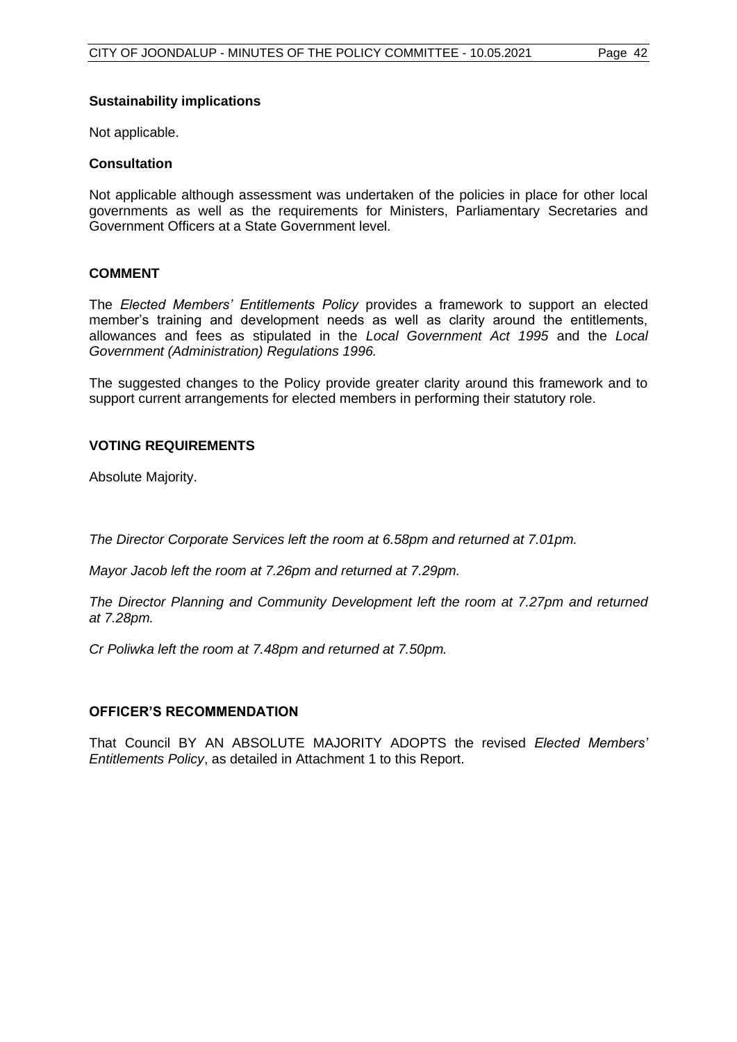### Sustainability implications

Not applicable.

### Consultation

Not applicable although assessment was undertaken of the policies in place for other local governments as well as the requirements for Ministers, Parliamentary Secretaries and Government Officers at a State Government level.

## COMMENT

The *Elected Members' Entitlements Policy* provides a framework to support an elected member's training and development needs as well as clarity around the entitlements, allowances and fees as stipulated in the *Local Government Act 1995* and the *Local Government (Administration) Regulations 1996.*

The suggested changes to the Policy provide greater clarity around this framework and to support current arrangements for elected members in performing their statutory role.

## VOTING REQUIREMENTS

Absolute Majority.

*The Director Corporate Services left the room at 6.58pm and returned at 7.01pm.*

*Mayor Jacob left the room at 7.26pm and returned at 7.29pm.*

*The Director Planning and Community Development left the room at 7.27pm and returned at 7.28pm.*

*Cr Poliwka left the room at 7.48pm and returned at 7.50pm.*

## OFFICER'S RECOMMENDATION

That Council BY AN ABSOLUTE MAJORITY ADOPTS the revised *Elected Members' Entitlements Policy*, as detailed in Attachment 1 to this Report.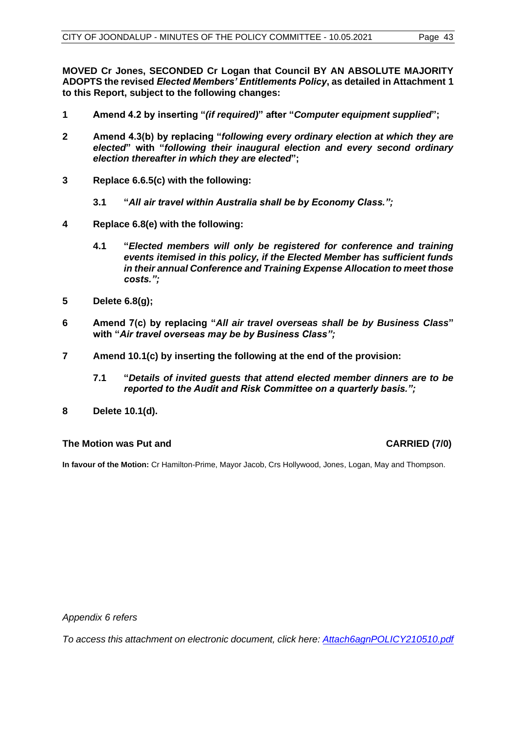**MOVED Cr Jones, SECONDED Cr Logan that Council BY AN ABSOLUTE MAJORITY ADOPTS the revised *Elected Members' Entitlements Policy*, as detailed in Attachment 1 to this Report, subject to the following changes:**

1. **Amend 4.2 by inserting "*(if required)*" after "*Computer equipment supplied*";**
2. **Amend 4.3(b) by replacing "*following every ordinary election at which they are elected*" with "*following their inaugural election and every second ordinary election thereafter in which they are elected*";**
3. **Replace 6.6.5(c) with the following:**
   - **3.1 "*All air travel within Australia shall be by Economy Class.";***
4. **Replace 6.8(e) with the following:**
   - **4.1 "*Elected members will only be registered for conference and training events itemised in this policy, if the Elected Member has sufficient funds in their annual Conference and Training Expense Allocation to meet those costs.";***
5. **Delete 6.8(g);**
6. **Amend 7(c) by replacing "*All air travel overseas shall be by Business Class*" with "*Air travel overseas may be by Business Class";***
7. **Amend 10.1(c) by inserting the following at the end of the provision:**
   - **7.1 "*Details of invited guests that attend elected member dinners are to be reported to the Audit and Risk Committee on a quarterly basis.";***
8. **Delete 10.1(d).**

**The Motion was Put and CARRIED (7/0)**

**In favour of the Motion:** Cr Hamilton-Prime, Mayor Jacob, Crs Hollywood, Jones, Logan, May and Thompson.

*Appendix 6 refers*

*To access this attachment on electronic document, click here: Attach6agnPOLICY210510.pdf*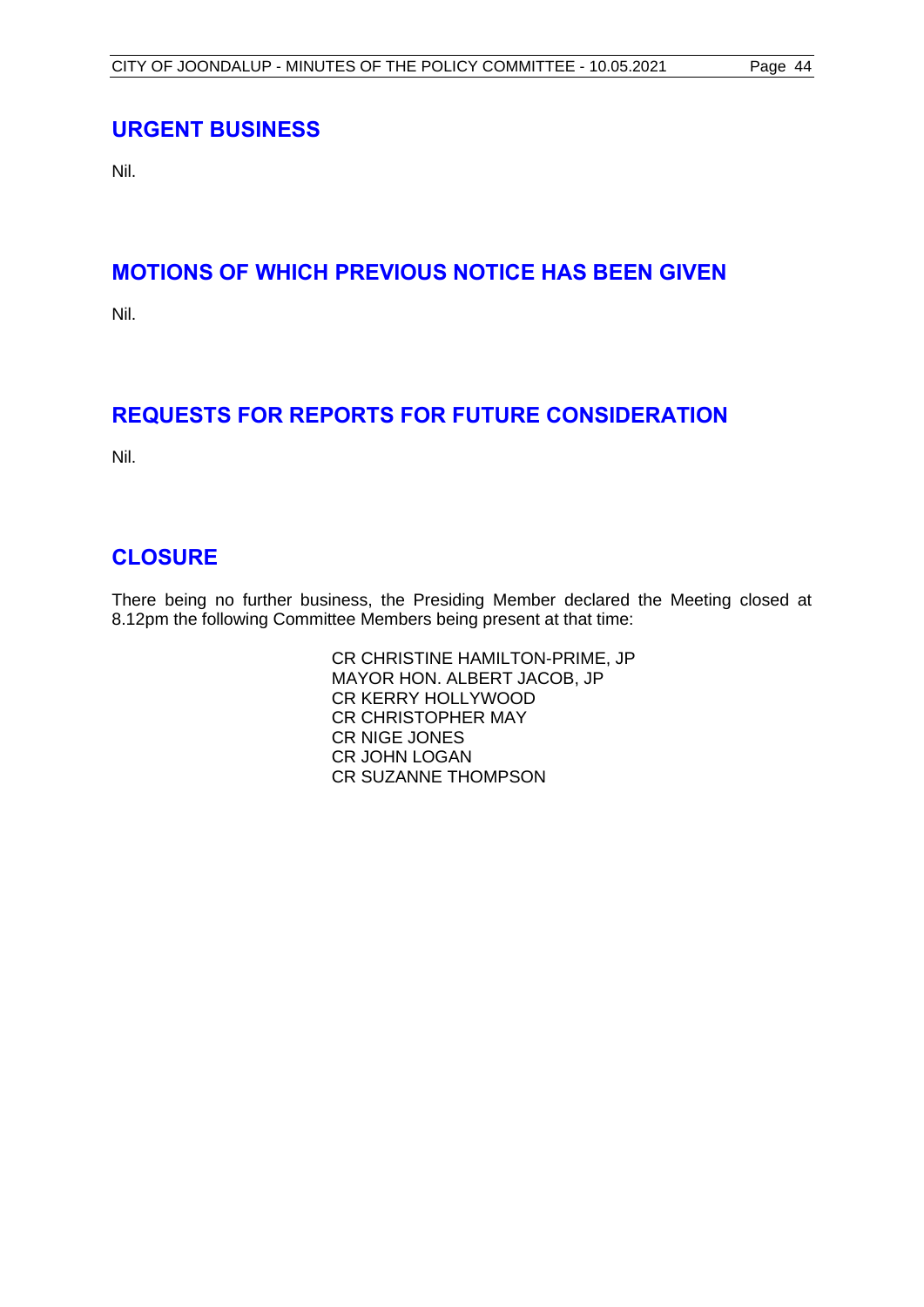## URGENT BUSINESS

Nil.

## MOTIONS OF WHICH PREVIOUS NOTICE HAS BEEN GIVEN

Nil.

## REQUESTS FOR REPORTS FOR FUTURE CONSIDERATION

Nil.

## CLOSURE

There being no further business, the Presiding Member declared the Meeting closed at 8.12pm the following Committee Members being present at that time:

CR CHRISTINE HAMILTON-PRIME, JP
MAYOR HON. ALBERT JACOB, JP
CR KERRY HOLLYWOOD
CR CHRISTOPHER MAY
CR NIGE JONES
CR JOHN LOGAN
CR SUZANNE THOMPSON